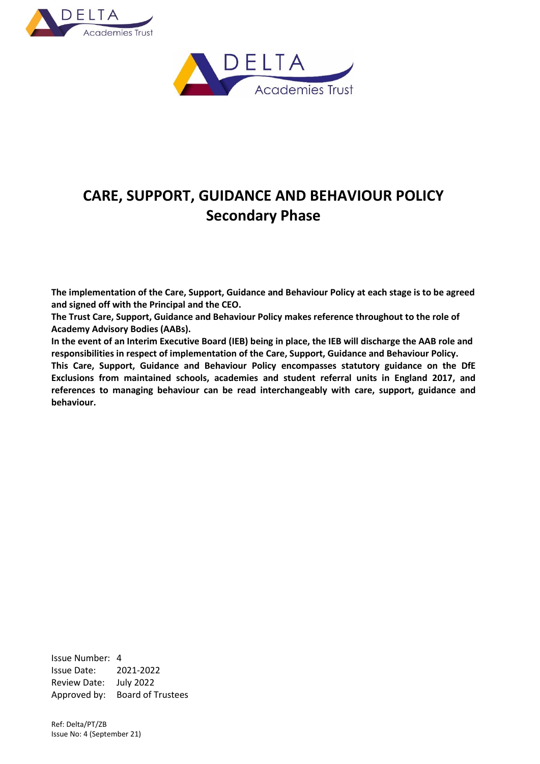# CARE, SUPPORT, GUIDANCE AND BEHAVIOUR POLICY
## Secondary Phase

**The implementation of the Care, Support, Guidance and Behaviour Policy at each stage is to be agreed and signed off with the Principal and the CEO.**

**The Trust Care, Support, Guidance and Behaviour Policy makes reference throughout to the role of Academy Advisory Bodies (AABs).**

**In the event of an Interim Executive Board (IEB) being in place, the IEB will discharge the AAB role and responsibilities in respect of implementation of the Care, Support, Guidance and Behaviour Policy.**

**This Care, Support, Guidance and Behaviour Policy encompasses statutory guidance on the DfE Exclusions from maintained schools, academies and student referral units in England 2017, and references to managing behaviour can be read interchangeably with care, support, guidance and behaviour.**

| | |
|---|---|
| Issue Number: | 4 |
| Issue Date: | 2021-2022 |
| Review Date: | July 2022 |
| Approved by: | Board of Trustees |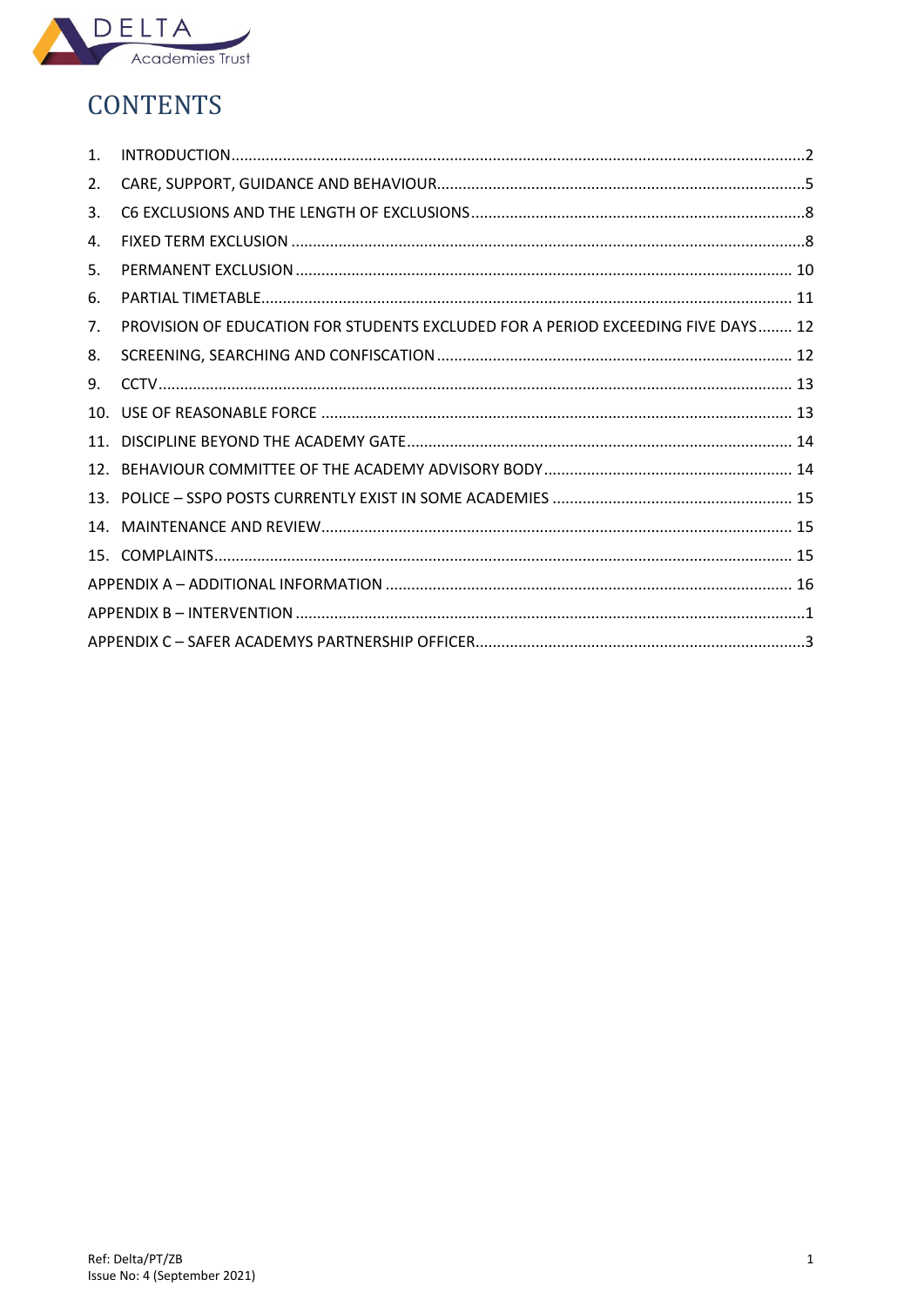# CONTENTS

1. INTRODUCTION....................................................................................................................................2
2. CARE, SUPPORT, GUIDANCE AND BEHAVIOUR.....................................................................................5
3. C6 EXCLUSIONS AND THE LENGTH OF EXCLUSIONS.............................................................................8
4. FIXED TERM EXCLUSION ......................................................................................................................8
5. PERMANENT EXCLUSION .................................................................................................................. 10
6. PARTIAL TIMETABLE........................................................................................................................... 11
7. PROVISION OF EDUCATION FOR STUDENTS EXCLUDED FOR A PERIOD EXCEEDING FIVE DAYS........ 12
8. SCREENING, SEARCHING AND CONFISCATION .................................................................................. 12
9. CCTV.................................................................................................................................................. 13
10. USE OF REASONABLE FORCE ............................................................................................................ 13
11. DISCIPLINE BEYOND THE ACADEMY GATE......................................................................................... 14
12. BEHAVIOUR COMMITTEE OF THE ACADEMY ADVISORY BODY.......................................................... 14
13. POLICE – SSPO POSTS CURRENTLY EXIST IN SOME ACADEMIES ........................................................ 15
14. MAINTENANCE AND REVIEW............................................................................................................ 15
15. COMPLAINTS..................................................................................................................................... 15

APPENDIX A – ADDITIONAL INFORMATION ............................................................................................ 16

APPENDIX B – INTERVENTION .....................................................................................................................1

APPENDIX C – SAFER ACADEMYS PARTNERSHIP OFFICER............................................................................3

Ref: Delta/PT/ZB
Issue No: 4 (September 2021)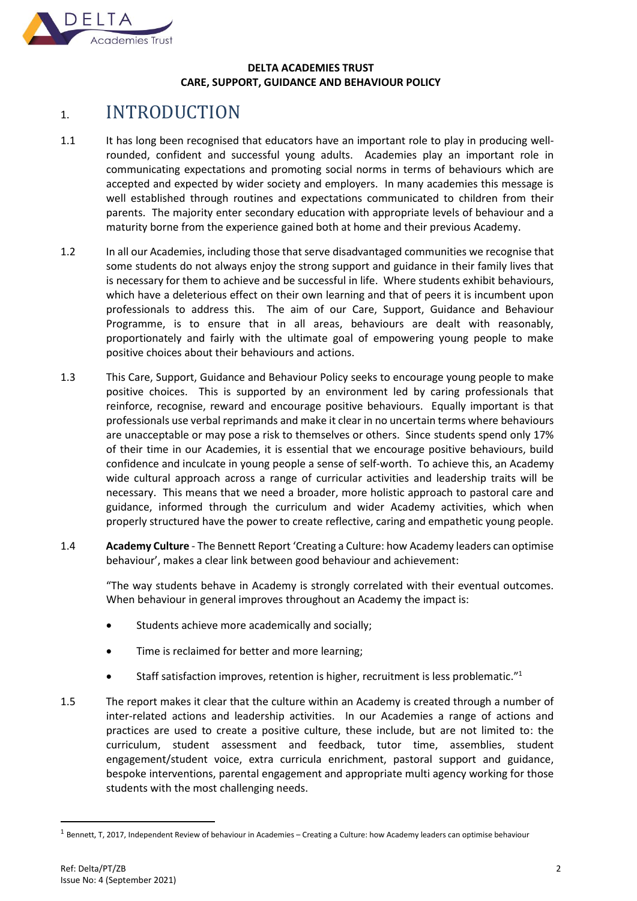**DELTA ACADEMIES TRUST**
**CARE, SUPPORT, GUIDANCE AND BEHAVIOUR POLICY**

# 1. INTRODUCTION

1.1 It has long been recognised that educators have an important role to play in producing well-rounded, confident and successful young adults. Academies play an important role in communicating expectations and promoting social norms in terms of behaviours which are accepted and expected by wider society and employers. In many academies this message is well established through routines and expectations communicated to children from their parents. The majority enter secondary education with appropriate levels of behaviour and a maturity borne from the experience gained both at home and their previous Academy.

1.2 In all our Academies, including those that serve disadvantaged communities we recognise that some students do not always enjoy the strong support and guidance in their family lives that is necessary for them to achieve and be successful in life. Where students exhibit behaviours, which have a deleterious effect on their own learning and that of peers it is incumbent upon professionals to address this. The aim of our Care, Support, Guidance and Behaviour Programme, is to ensure that in all areas, behaviours are dealt with reasonably, proportionately and fairly with the ultimate goal of empowering young people to make positive choices about their behaviours and actions.

1.3 This Care, Support, Guidance and Behaviour Policy seeks to encourage young people to make positive choices. This is supported by an environment led by caring professionals that reinforce, recognise, reward and encourage positive behaviours. Equally important is that professionals use verbal reprimands and make it clear in no uncertain terms where behaviours are unacceptable or may pose a risk to themselves or others. Since students spend only 17% of their time in our Academies, it is essential that we encourage positive behaviours, build confidence and inculcate in young people a sense of self-worth. To achieve this, an Academy wide cultural approach across a range of curricular activities and leadership traits will be necessary. This means that we need a broader, more holistic approach to pastoral care and guidance, informed through the curriculum and wider Academy activities, which when properly structured have the power to create reflective, caring and empathetic young people.

1.4 **Academy Culture** - The Bennett Report 'Creating a Culture: how Academy leaders can optimise behaviour', makes a clear link between good behaviour and achievement:

"The way students behave in Academy is strongly correlated with their eventual outcomes. When behaviour in general improves throughout an Academy the impact is:

- Students achieve more academically and socially;
- Time is reclaimed for better and more learning;
- Staff satisfaction improves, retention is higher, recruitment is less problematic."[1]

1.5 The report makes it clear that the culture within an Academy is created through a number of inter-related actions and leadership activities. In our Academies a range of actions and practices are used to create a positive culture, these include, but are not limited to: the curriculum, student assessment and feedback, tutor time, assemblies, student engagement/student voice, extra curricula enrichment, pastoral support and guidance, bespoke interventions, parental engagement and appropriate multi agency working for those students with the most challenging needs.

[1] Bennett, T, 2017, Independent Review of behaviour in Academies – Creating a Culture: how Academy leaders can optimise behaviour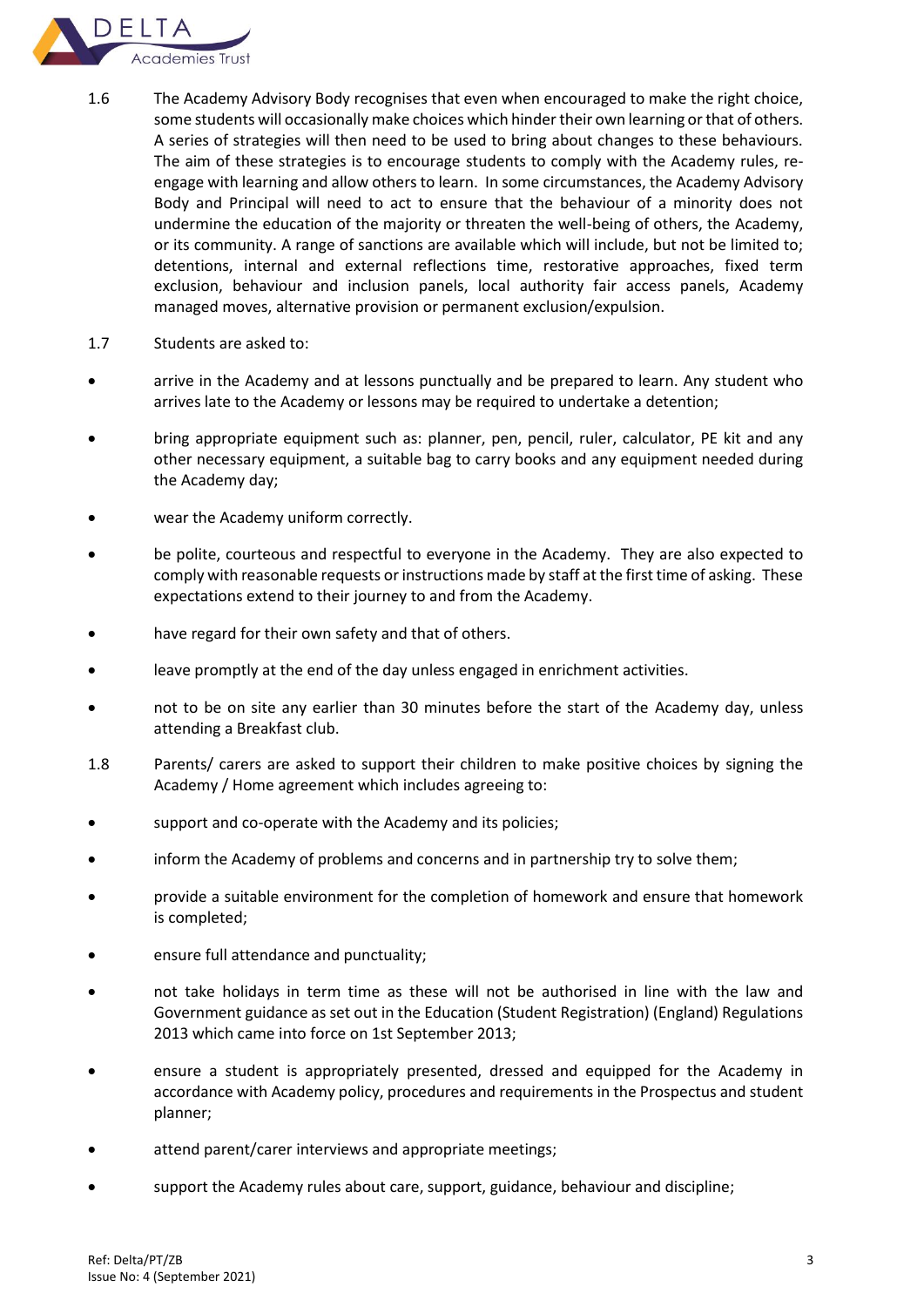1.6 The Academy Advisory Body recognises that even when encouraged to make the right choice, some students will occasionally make choices which hinder their own learning or that of others. A series of strategies will then need to be used to bring about changes to these behaviours. The aim of these strategies is to encourage students to comply with the Academy rules, re-engage with learning and allow others to learn. In some circumstances, the Academy Advisory Body and Principal will need to act to ensure that the behaviour of a minority does not undermine the education of the majority or threaten the well-being of others, the Academy, or its community. A range of sanctions are available which will include, but not be limited to; detentions, internal and external reflections time, restorative approaches, fixed term exclusion, behaviour and inclusion panels, local authority fair access panels, Academy managed moves, alternative provision or permanent exclusion/expulsion.

1.7 Students are asked to:

- arrive in the Academy and at lessons punctually and be prepared to learn. Any student who arrives late to the Academy or lessons may be required to undertake a detention;
- bring appropriate equipment such as: planner, pen, pencil, ruler, calculator, PE kit and any other necessary equipment, a suitable bag to carry books and any equipment needed during the Academy day;
- wear the Academy uniform correctly.
- be polite, courteous and respectful to everyone in the Academy. They are also expected to comply with reasonable requests or instructions made by staff at the first time of asking. These expectations extend to their journey to and from the Academy.
- have regard for their own safety and that of others.
- leave promptly at the end of the day unless engaged in enrichment activities.
- not to be on site any earlier than 30 minutes before the start of the Academy day, unless attending a Breakfast club.

1.8 Parents/ carers are asked to support their children to make positive choices by signing the Academy / Home agreement which includes agreeing to:

- support and co-operate with the Academy and its policies;
- inform the Academy of problems and concerns and in partnership try to solve them;
- provide a suitable environment for the completion of homework and ensure that homework is completed;
- ensure full attendance and punctuality;
- not take holidays in term time as these will not be authorised in line with the law and Government guidance as set out in the Education (Student Registration) (England) Regulations 2013 which came into force on 1st September 2013;
- ensure a student is appropriately presented, dressed and equipped for the Academy in accordance with Academy policy, procedures and requirements in the Prospectus and student planner;
- attend parent/carer interviews and appropriate meetings;
- support the Academy rules about care, support, guidance, behaviour and discipline;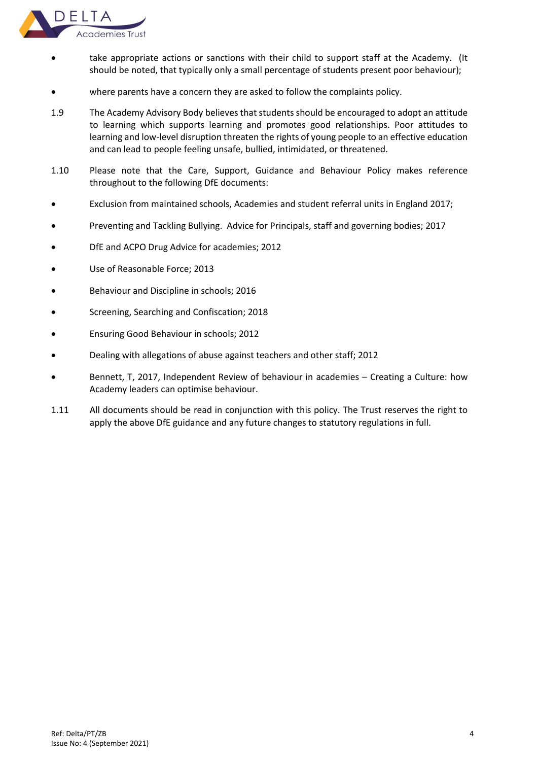- take appropriate actions or sanctions with their child to support staff at the Academy. (It should be noted, that typically only a small percentage of students present poor behaviour);
- where parents have a concern they are asked to follow the complaints policy.

1.9 The Academy Advisory Body believes that students should be encouraged to adopt an attitude to learning which supports learning and promotes good relationships. Poor attitudes to learning and low-level disruption threaten the rights of young people to an effective education and can lead to people feeling unsafe, bullied, intimidated, or threatened.

1.10 Please note that the Care, Support, Guidance and Behaviour Policy makes reference throughout to the following DfE documents:

- Exclusion from maintained schools, Academies and student referral units in England 2017;
- Preventing and Tackling Bullying. Advice for Principals, staff and governing bodies; 2017
- DfE and ACPO Drug Advice for academies; 2012
- Use of Reasonable Force; 2013
- Behaviour and Discipline in schools; 2016
- Screening, Searching and Confiscation; 2018
- Ensuring Good Behaviour in schools; 2012
- Dealing with allegations of abuse against teachers and other staff; 2012
- Bennett, T, 2017, Independent Review of behaviour in academies – Creating a Culture: how Academy leaders can optimise behaviour.

1.11 All documents should be read in conjunction with this policy. The Trust reserves the right to apply the above DfE guidance and any future changes to statutory regulations in full.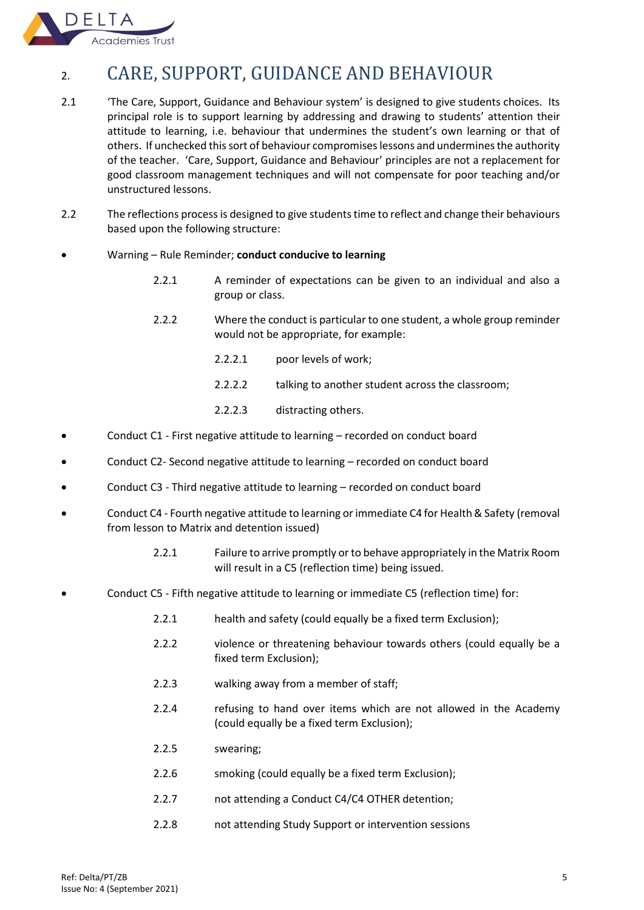## 2. CARE, SUPPORT, GUIDANCE AND BEHAVIOUR

2.1 'The Care, Support, Guidance and Behaviour system' is designed to give students choices. Its principal role is to support learning by addressing and drawing to students' attention their attitude to learning, i.e. behaviour that undermines the student's own learning or that of others. If unchecked this sort of behaviour compromises lessons and undermines the authority of the teacher. 'Care, Support, Guidance and Behaviour' principles are not a replacement for good classroom management techniques and will not compensate for poor teaching and/or unstructured lessons.

2.2 The reflections process is designed to give students time to reflect and change their behaviours based upon the following structure:

- Warning – Rule Reminder; **conduct conducive to learning**

    2.2.1 A reminder of expectations can be given to an individual and also a group or class.

    2.2.2 Where the conduct is particular to one student, a whole group reminder would not be appropriate, for example:

    2.2.2.1 poor levels of work;

    2.2.2.2 talking to another student across the classroom;

    2.2.2.3 distracting others.

- Conduct C1 - First negative attitude to learning – recorded on conduct board
- Conduct C2- Second negative attitude to learning – recorded on conduct board
- Conduct C3 - Third negative attitude to learning – recorded on conduct board
- Conduct C4 - Fourth negative attitude to learning or immediate C4 for Health & Safety (removal from lesson to Matrix and detention issued)

    2.2.1 Failure to arrive promptly or to behave appropriately in the Matrix Room will result in a C5 (reflection time) being issued.

- Conduct C5 - Fifth negative attitude to learning or immediate C5 (reflection time) for:

    2.2.1 health and safety (could equally be a fixed term Exclusion);

    2.2.2 violence or threatening behaviour towards others (could equally be a fixed term Exclusion);

    2.2.3 walking away from a member of staff;

    2.2.4 refusing to hand over items which are not allowed in the Academy (could equally be a fixed term Exclusion);

    2.2.5 swearing;

    2.2.6 smoking (could equally be a fixed term Exclusion);

    2.2.7 not attending a Conduct C4/C4 OTHER detention;

    2.2.8 not attending Study Support or intervention sessions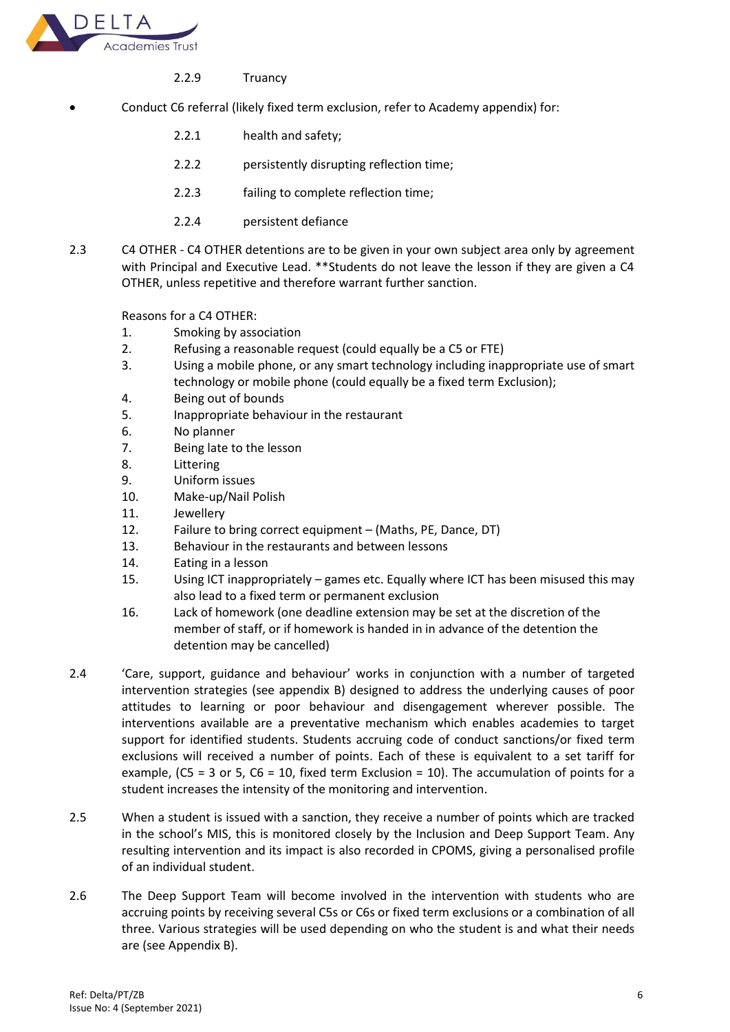2.2.9 Truancy

- Conduct C6 referral (likely fixed term exclusion, refer to Academy appendix) for:

  2.2.1 health and safety;

  2.2.2 persistently disrupting reflection time;

  2.2.3 failing to complete reflection time;

  2.2.4 persistent defiance

2.3 C4 OTHER - C4 OTHER detentions are to be given in your own subject area only by agreement with Principal and Executive Lead. **Students do not leave the lesson if they are given a C4 OTHER, unless repetitive and therefore warrant further sanction.

Reasons for a C4 OTHER:

1. Smoking by association
2. Refusing a reasonable request (could equally be a C5 or FTE)
3. Using a mobile phone, or any smart technology including inappropriate use of smart technology or mobile phone (could equally be a fixed term Exclusion);
4. Being out of bounds
5. Inappropriate behaviour in the restaurant
6. No planner
7. Being late to the lesson
8. Littering
9. Uniform issues
10. Make-up/Nail Polish
11. Jewellery
12. Failure to bring correct equipment – (Maths, PE, Dance, DT)
13. Behaviour in the restaurants and between lessons
14. Eating in a lesson
15. Using ICT inappropriately – games etc. Equally where ICT has been misused this may also lead to a fixed term or permanent exclusion
16. Lack of homework (one deadline extension may be set at the discretion of the member of staff, or if homework is handed in in advance of the detention the detention may be cancelled)

2.4 'Care, support, guidance and behaviour' works in conjunction with a number of targeted intervention strategies (see appendix B) designed to address the underlying causes of poor attitudes to learning or poor behaviour and disengagement wherever possible. The interventions available are a preventative mechanism which enables academies to target support for identified students. Students accruing code of conduct sanctions/or fixed term exclusions will received a number of points. Each of these is equivalent to a set tariff for example, (C5 = 3 or 5, C6 = 10, fixed term Exclusion = 10). The accumulation of points for a student increases the intensity of the monitoring and intervention.

2.5 When a student is issued with a sanction, they receive a number of points which are tracked in the school's MIS, this is monitored closely by the Inclusion and Deep Support Team. Any resulting intervention and its impact is also recorded in CPOMS, giving a personalised profile of an individual student.

2.6 The Deep Support Team will become involved in the intervention with students who are accruing points by receiving several C5s or C6s or fixed term exclusions or a combination of all three. Various strategies will be used depending on who the student is and what their needs are (see Appendix B).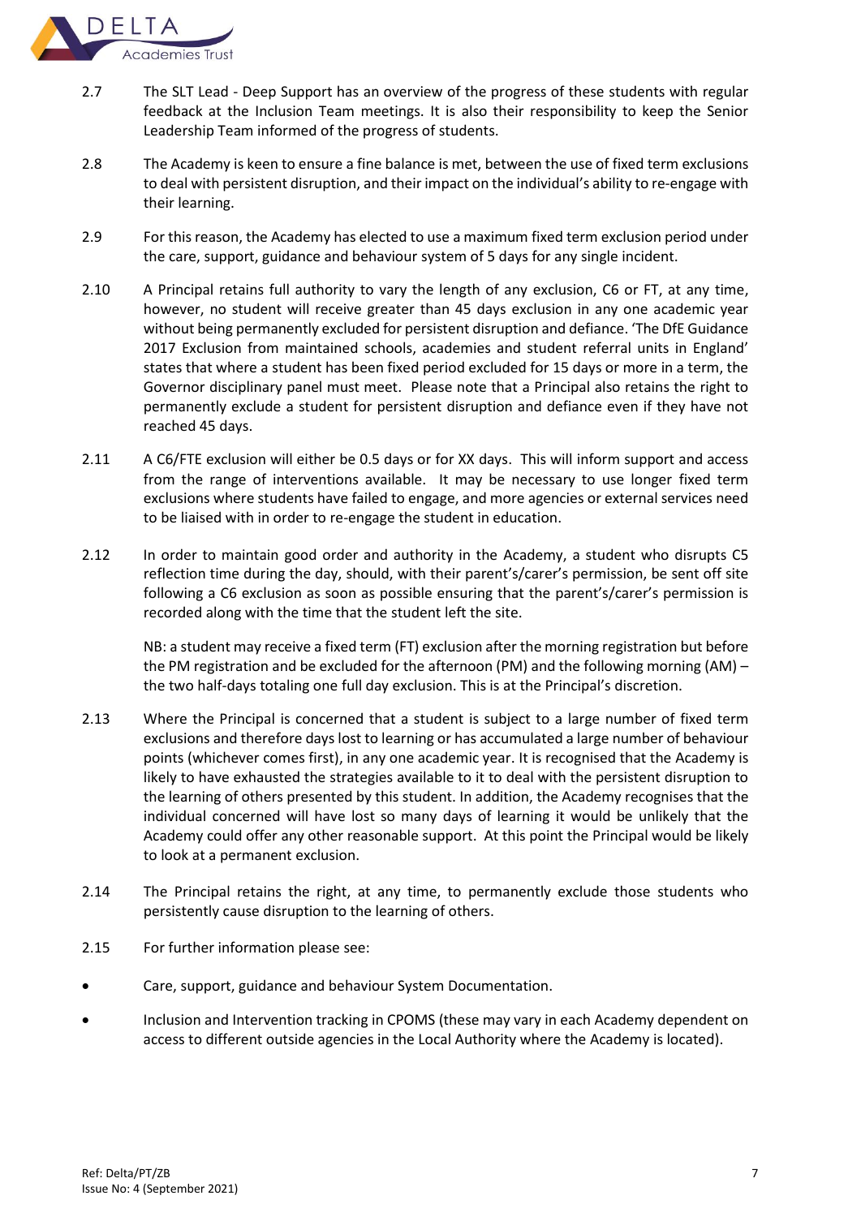2.7 The SLT Lead - Deep Support has an overview of the progress of these students with regular feedback at the Inclusion Team meetings. It is also their responsibility to keep the Senior Leadership Team informed of the progress of students.

2.8 The Academy is keen to ensure a fine balance is met, between the use of fixed term exclusions to deal with persistent disruption, and their impact on the individual's ability to re-engage with their learning.

2.9 For this reason, the Academy has elected to use a maximum fixed term exclusion period under the care, support, guidance and behaviour system of 5 days for any single incident.

2.10 A Principal retains full authority to vary the length of any exclusion, C6 or FT, at any time, however, no student will receive greater than 45 days exclusion in any one academic year without being permanently excluded for persistent disruption and defiance. 'The DfE Guidance 2017 Exclusion from maintained schools, academies and student referral units in England' states that where a student has been fixed period excluded for 15 days or more in a term, the Governor disciplinary panel must meet. Please note that a Principal also retains the right to permanently exclude a student for persistent disruption and defiance even if they have not reached 45 days.

2.11 A C6/FTE exclusion will either be 0.5 days or for XX days. This will inform support and access from the range of interventions available. It may be necessary to use longer fixed term exclusions where students have failed to engage, and more agencies or external services need to be liaised with in order to re-engage the student in education.

2.12 In order to maintain good order and authority in the Academy, a student who disrupts C5 reflection time during the day, should, with their parent's/carer's permission, be sent off site following a C6 exclusion as soon as possible ensuring that the parent's/carer's permission is recorded along with the time that the student left the site.

NB: a student may receive a fixed term (FT) exclusion after the morning registration but before the PM registration and be excluded for the afternoon (PM) and the following morning (AM) – the two half-days totaling one full day exclusion. This is at the Principal's discretion.

2.13 Where the Principal is concerned that a student is subject to a large number of fixed term exclusions and therefore days lost to learning or has accumulated a large number of behaviour points (whichever comes first), in any one academic year. It is recognised that the Academy is likely to have exhausted the strategies available to it to deal with the persistent disruption to the learning of others presented by this student. In addition, the Academy recognises that the individual concerned will have lost so many days of learning it would be unlikely that the Academy could offer any other reasonable support. At this point the Principal would be likely to look at a permanent exclusion.

2.14 The Principal retains the right, at any time, to permanently exclude those students who persistently cause disruption to the learning of others.

2.15 For further information please see:

- Care, support, guidance and behaviour System Documentation.
- Inclusion and Intervention tracking in CPOMS (these may vary in each Academy dependent on access to different outside agencies in the Local Authority where the Academy is located).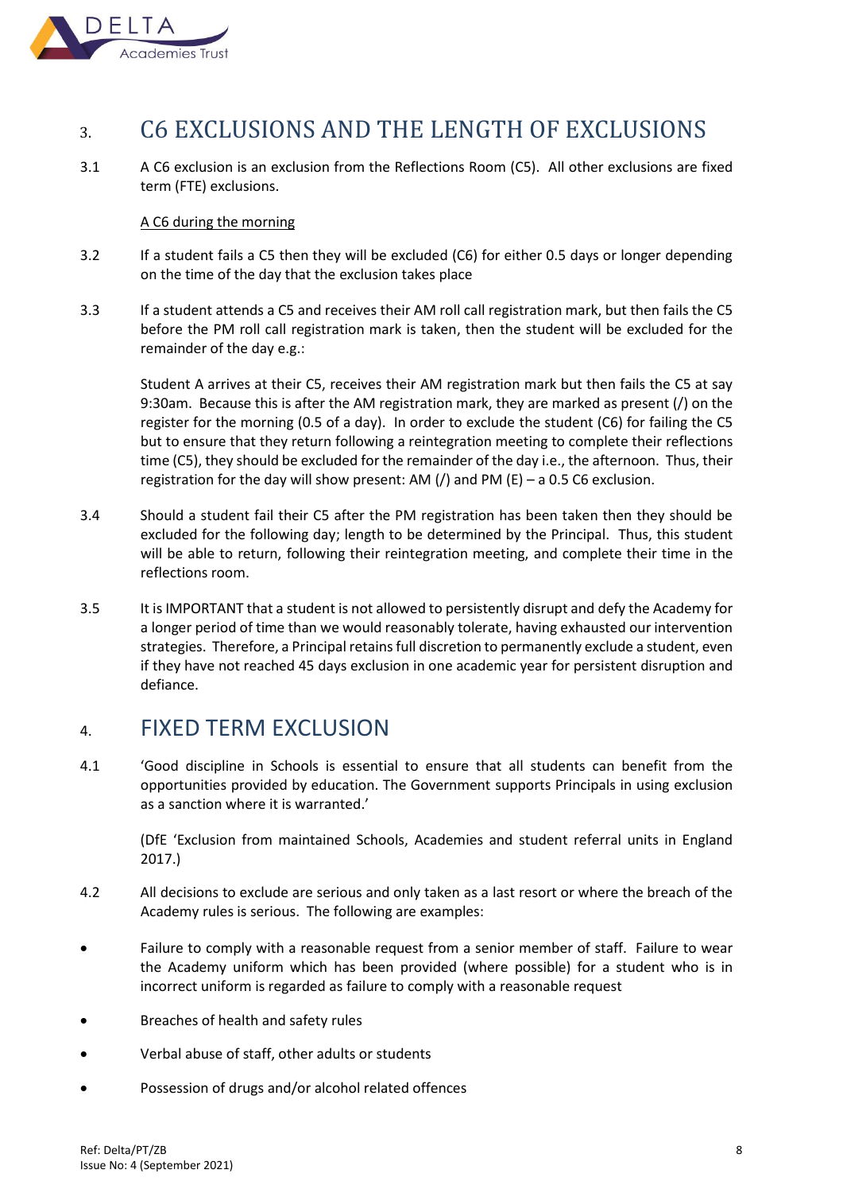## 3. C6 EXCLUSIONS AND THE LENGTH OF EXCLUSIONS

3.1 A C6 exclusion is an exclusion from the Reflections Room (C5). All other exclusions are fixed term (FTE) exclusions.

<u>A C6 during the morning</u>

3.2 If a student fails a C5 then they will be excluded (C6) for either 0.5 days or longer depending on the time of the day that the exclusion takes place

3.3 If a student attends a C5 and receives their AM roll call registration mark, but then fails the C5 before the PM roll call registration mark is taken, then the student will be excluded for the remainder of the day e.g.:

Student A arrives at their C5, receives their AM registration mark but then fails the C5 at say 9:30am. Because this is after the AM registration mark, they are marked as present (/) on the register for the morning (0.5 of a day). In order to exclude the student (C6) for failing the C5 but to ensure that they return following a reintegration meeting to complete their reflections time (C5), they should be excluded for the remainder of the day i.e., the afternoon. Thus, their registration for the day will show present: AM (/) and PM (E) – a 0.5 C6 exclusion.

3.4 Should a student fail their C5 after the PM registration has been taken then they should be excluded for the following day; length to be determined by the Principal. Thus, this student will be able to return, following their reintegration meeting, and complete their time in the reflections room.

3.5 It is IMPORTANT that a student is not allowed to persistently disrupt and defy the Academy for a longer period of time than we would reasonably tolerate, having exhausted our intervention strategies. Therefore, a Principal retains full discretion to permanently exclude a student, even if they have not reached 45 days exclusion in one academic year for persistent disruption and defiance.

## 4. FIXED TERM EXCLUSION

4.1 'Good discipline in Schools is essential to ensure that all students can benefit from the opportunities provided by education. The Government supports Principals in using exclusion as a sanction where it is warranted.'

(DfE 'Exclusion from maintained Schools, Academies and student referral units in England 2017.)

4.2 All decisions to exclude are serious and only taken as a last resort or where the breach of the Academy rules is serious. The following are examples:

- Failure to comply with a reasonable request from a senior member of staff. Failure to wear the Academy uniform which has been provided (where possible) for a student who is in incorrect uniform is regarded as failure to comply with a reasonable request
- Breaches of health and safety rules
- Verbal abuse of staff, other adults or students
- Possession of drugs and/or alcohol related offences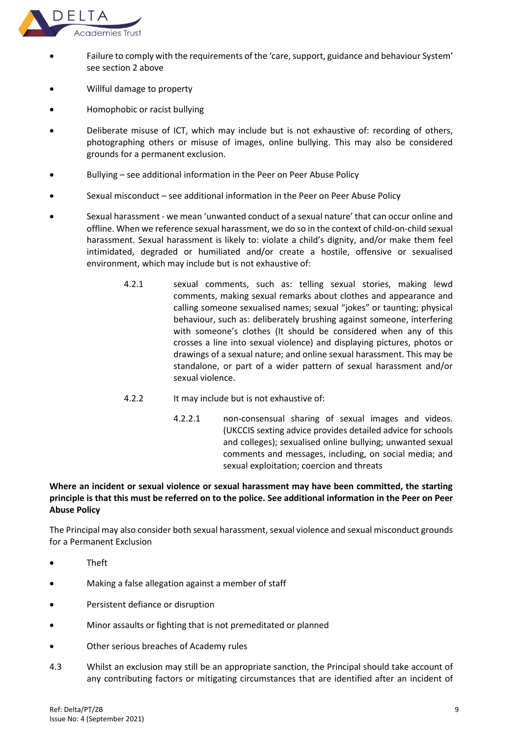- Failure to comply with the requirements of the 'care, support, guidance and behaviour System' see section 2 above
- Willful damage to property
- Homophobic or racist bullying
- Deliberate misuse of ICT, which may include but is not exhaustive of: recording of others, photographing others or misuse of images, online bullying. This may also be considered grounds for a permanent exclusion.
- Bullying – see additional information in the Peer on Peer Abuse Policy
- Sexual misconduct – see additional information in the Peer on Peer Abuse Policy
- Sexual harassment - we mean 'unwanted conduct of a sexual nature' that can occur online and offline. When we reference sexual harassment, we do so in the context of child-on-child sexual harassment. Sexual harassment is likely to: violate a child's dignity, and/or make them feel intimidated, degraded or humiliated and/or create a hostile, offensive or sexualised environment, which may include but is not exhaustive of:

    4.2.1 sexual comments, such as: telling sexual stories, making lewd comments, making sexual remarks about clothes and appearance and calling someone sexualised names; sexual "jokes" or taunting; physical behaviour, such as: deliberately brushing against someone, interfering with someone's clothes (It should be considered when any of this crosses a line into sexual violence) and displaying pictures, photos or drawings of a sexual nature; and online sexual harassment. This may be standalone, or part of a wider pattern of sexual harassment and/or sexual violence.

    4.2.2 It may include but is not exhaustive of:

    4.2.2.1 non-consensual sharing of sexual images and videos. (UKCCIS sexting advice provides detailed advice for schools and colleges); sexualised online bullying; unwanted sexual comments and messages, including, on social media; and sexual exploitation; coercion and threats

**Where an incident or sexual violence or sexual harassment may have been committed, the starting principle is that this must be referred on to the police. See additional information in the Peer on Peer Abuse Policy**

The Principal may also consider both sexual harassment, sexual violence and sexual misconduct grounds for a Permanent Exclusion

- Theft
- Making a false allegation against a member of staff
- Persistent defiance or disruption
- Minor assaults or fighting that is not premeditated or planned
- Other serious breaches of Academy rules

4.3 Whilst an exclusion may still be an appropriate sanction, the Principal should take account of any contributing factors or mitigating circumstances that are identified after an incident of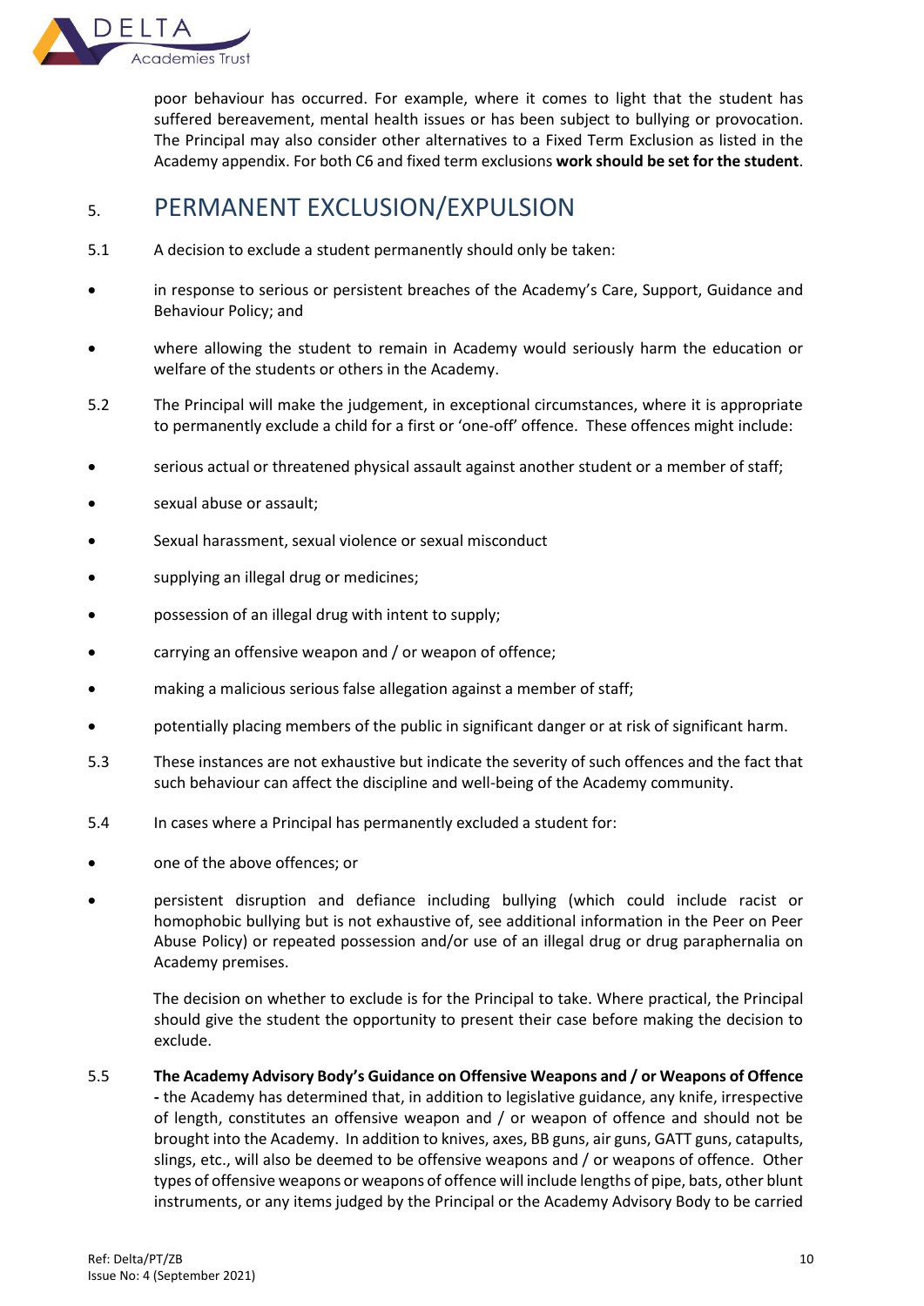poor behaviour has occurred. For example, where it comes to light that the student has suffered bereavement, mental health issues or has been subject to bullying or provocation. The Principal may also consider other alternatives to a Fixed Term Exclusion as listed in the Academy appendix. For both C6 and fixed term exclusions **work should be set for the student**.

## 5. PERMANENT EXCLUSION/EXPULSION

5.1 A decision to exclude a student permanently should only be taken:

- in response to serious or persistent breaches of the Academy's Care, Support, Guidance and Behaviour Policy; and
- where allowing the student to remain in Academy would seriously harm the education or welfare of the students or others in the Academy.

5.2 The Principal will make the judgement, in exceptional circumstances, where it is appropriate to permanently exclude a child for a first or 'one-off' offence. These offences might include:

- serious actual or threatened physical assault against another student or a member of staff;
- sexual abuse or assault;
- Sexual harassment, sexual violence or sexual misconduct
- supplying an illegal drug or medicines;
- possession of an illegal drug with intent to supply;
- carrying an offensive weapon and / or weapon of offence;
- making a malicious serious false allegation against a member of staff;
- potentially placing members of the public in significant danger or at risk of significant harm.

5.3 These instances are not exhaustive but indicate the severity of such offences and the fact that such behaviour can affect the discipline and well-being of the Academy community.

5.4 In cases where a Principal has permanently excluded a student for:

- one of the above offences; or
- persistent disruption and defiance including bullying (which could include racist or homophobic bullying but is not exhaustive of, see additional information in the Peer on Peer Abuse Policy) or repeated possession and/or use of an illegal drug or drug paraphernalia on Academy premises.

The decision on whether to exclude is for the Principal to take. Where practical, the Principal should give the student the opportunity to present their case before making the decision to exclude.

5.5 **The Academy Advisory Body's Guidance on Offensive Weapons and / or Weapons of Offence -** the Academy has determined that, in addition to legislative guidance, any knife, irrespective of length, constitutes an offensive weapon and / or weapon of offence and should not be brought into the Academy. In addition to knives, axes, BB guns, air guns, GATT guns, catapults, slings, etc., will also be deemed to be offensive weapons and / or weapons of offence. Other types of offensive weapons or weapons of offence will include lengths of pipe, bats, other blunt instruments, or any items judged by the Principal or the Academy Advisory Body to be carried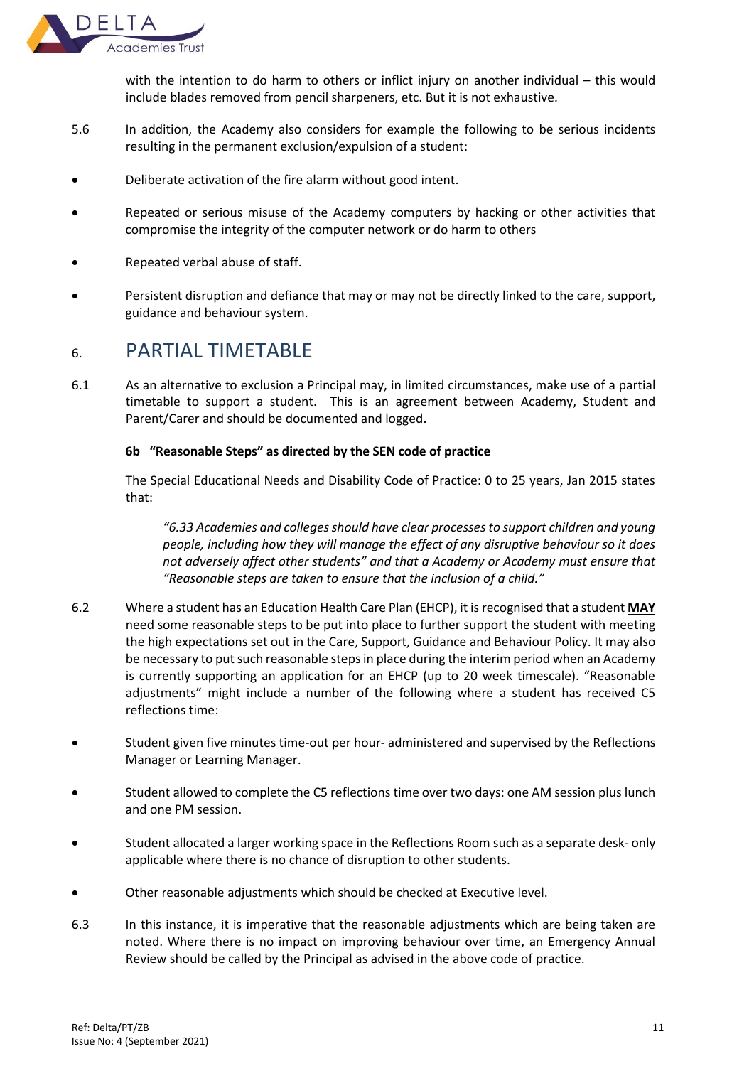with the intention to do harm to others or inflict injury on another individual – this would include blades removed from pencil sharpeners, etc. But it is not exhaustive.

5.6 In addition, the Academy also considers for example the following to be serious incidents resulting in the permanent exclusion/expulsion of a student:

- Deliberate activation of the fire alarm without good intent.
- Repeated or serious misuse of the Academy computers by hacking or other activities that compromise the integrity of the computer network or do harm to others
- Repeated verbal abuse of staff.
- Persistent disruption and defiance that may or may not be directly linked to the care, support, guidance and behaviour system.

# 6. PARTIAL TIMETABLE

6.1 As an alternative to exclusion a Principal may, in limited circumstances, make use of a partial timetable to support a student. This is an agreement between Academy, Student and Parent/Carer and should be documented and logged.

**6b "Reasonable Steps" as directed by the SEN code of practice**

The Special Educational Needs and Disability Code of Practice: 0 to 25 years, Jan 2015 states that:

> *"6.33 Academies and colleges should have clear processes to support children and young people, including how they will manage the effect of any disruptive behaviour so it does not adversely affect other students" and that a Academy or Academy must ensure that "Reasonable steps are taken to ensure that the inclusion of a child."*

6.2 Where a student has an Education Health Care Plan (EHCP), it is recognised that a student **MAY** need some reasonable steps to be put into place to further support the student with meeting the high expectations set out in the Care, Support, Guidance and Behaviour Policy. It may also be necessary to put such reasonable steps in place during the interim period when an Academy is currently supporting an application for an EHCP (up to 20 week timescale). "Reasonable adjustments" might include a number of the following where a student has received C5 reflections time:

- Student given five minutes time-out per hour- administered and supervised by the Reflections Manager or Learning Manager.
- Student allowed to complete the C5 reflections time over two days: one AM session plus lunch and one PM session.
- Student allocated a larger working space in the Reflections Room such as a separate desk- only applicable where there is no chance of disruption to other students.
- Other reasonable adjustments which should be checked at Executive level.

6.3 In this instance, it is imperative that the reasonable adjustments which are being taken are noted. Where there is no impact on improving behaviour over time, an Emergency Annual Review should be called by the Principal as advised in the above code of practice.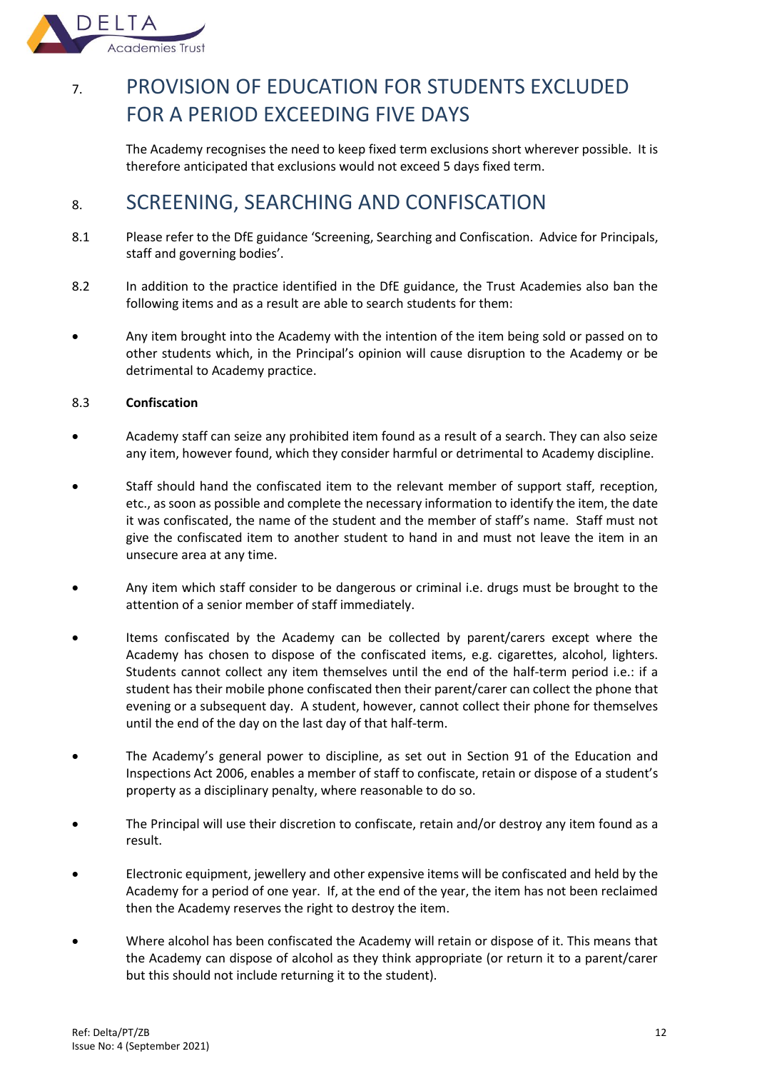## 7. PROVISION OF EDUCATION FOR STUDENTS EXCLUDED FOR A PERIOD EXCEEDING FIVE DAYS

The Academy recognises the need to keep fixed term exclusions short wherever possible. It is therefore anticipated that exclusions would not exceed 5 days fixed term.

## 8. SCREENING, SEARCHING AND CONFISCATION

8.1 Please refer to the DfE guidance 'Screening, Searching and Confiscation. Advice for Principals, staff and governing bodies'.

8.2 In addition to the practice identified in the DfE guidance, the Trust Academies also ban the following items and as a result are able to search students for them:

- Any item brought into the Academy with the intention of the item being sold or passed on to other students which, in the Principal's opinion will cause disruption to the Academy or be detrimental to Academy practice.

8.3 **Confiscation**

- Academy staff can seize any prohibited item found as a result of a search. They can also seize any item, however found, which they consider harmful or detrimental to Academy discipline.
- Staff should hand the confiscated item to the relevant member of support staff, reception, etc., as soon as possible and complete the necessary information to identify the item, the date it was confiscated, the name of the student and the member of staff's name. Staff must not give the confiscated item to another student to hand in and must not leave the item in an unsecure area at any time.
- Any item which staff consider to be dangerous or criminal i.e. drugs must be brought to the attention of a senior member of staff immediately.
- Items confiscated by the Academy can be collected by parent/carers except where the Academy has chosen to dispose of the confiscated items, e.g. cigarettes, alcohol, lighters. Students cannot collect any item themselves until the end of the half-term period i.e.: if a student has their mobile phone confiscated then their parent/carer can collect the phone that evening or a subsequent day. A student, however, cannot collect their phone for themselves until the end of the day on the last day of that half-term.
- The Academy's general power to discipline, as set out in Section 91 of the Education and Inspections Act 2006, enables a member of staff to confiscate, retain or dispose of a student's property as a disciplinary penalty, where reasonable to do so.
- The Principal will use their discretion to confiscate, retain and/or destroy any item found as a result.
- Electronic equipment, jewellery and other expensive items will be confiscated and held by the Academy for a period of one year. If, at the end of the year, the item has not been reclaimed then the Academy reserves the right to destroy the item.
- Where alcohol has been confiscated the Academy will retain or dispose of it. This means that the Academy can dispose of alcohol as they think appropriate (or return it to a parent/carer but this should not include returning it to the student).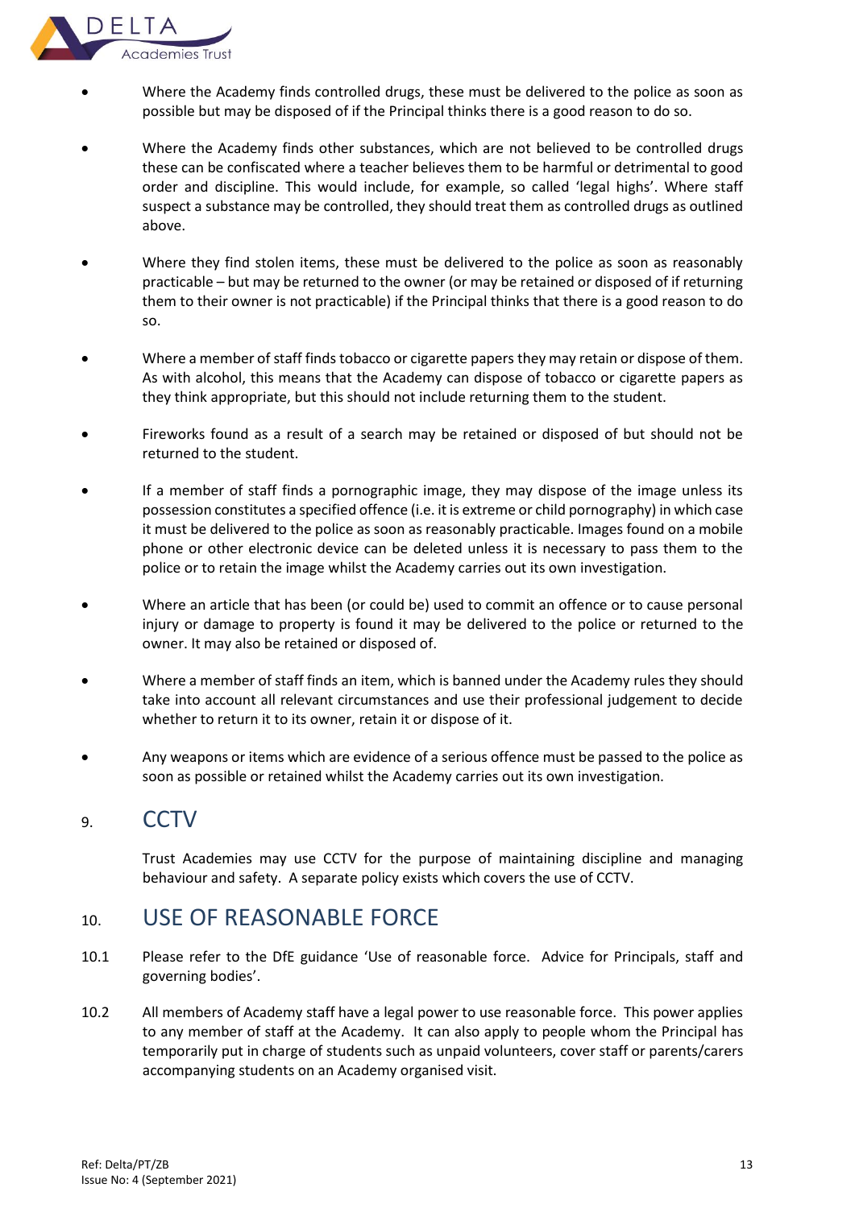- Where the Academy finds controlled drugs, these must be delivered to the police as soon as possible but may be disposed of if the Principal thinks there is a good reason to do so.

- Where the Academy finds other substances, which are not believed to be controlled drugs these can be confiscated where a teacher believes them to be harmful or detrimental to good order and discipline. This would include, for example, so called 'legal highs'. Where staff suspect a substance may be controlled, they should treat them as controlled drugs as outlined above.

- Where they find stolen items, these must be delivered to the police as soon as reasonably practicable – but may be returned to the owner (or may be retained or disposed of if returning them to their owner is not practicable) if the Principal thinks that there is a good reason to do so.

- Where a member of staff finds tobacco or cigarette papers they may retain or dispose of them. As with alcohol, this means that the Academy can dispose of tobacco or cigarette papers as they think appropriate, but this should not include returning them to the student.

- Fireworks found as a result of a search may be retained or disposed of but should not be returned to the student.

- If a member of staff finds a pornographic image, they may dispose of the image unless its possession constitutes a specified offence (i.e. it is extreme or child pornography) in which case it must be delivered to the police as soon as reasonably practicable. Images found on a mobile phone or other electronic device can be deleted unless it is necessary to pass them to the police or to retain the image whilst the Academy carries out its own investigation.

- Where an article that has been (or could be) used to commit an offence or to cause personal injury or damage to property is found it may be delivered to the police or returned to the owner. It may also be retained or disposed of.

- Where a member of staff finds an item, which is banned under the Academy rules they should take into account all relevant circumstances and use their professional judgement to decide whether to return it to its owner, retain it or dispose of it.

- Any weapons or items which are evidence of a serious offence must be passed to the police as soon as possible or retained whilst the Academy carries out its own investigation.

## 9. CCTV

Trust Academies may use CCTV for the purpose of maintaining discipline and managing behaviour and safety. A separate policy exists which covers the use of CCTV.

## 10. USE OF REASONABLE FORCE

10.1 Please refer to the DfE guidance 'Use of reasonable force. Advice for Principals, staff and governing bodies'.

10.2 All members of Academy staff have a legal power to use reasonable force. This power applies to any member of staff at the Academy. It can also apply to people whom the Principal has temporarily put in charge of students such as unpaid volunteers, cover staff or parents/carers accompanying students on an Academy organised visit.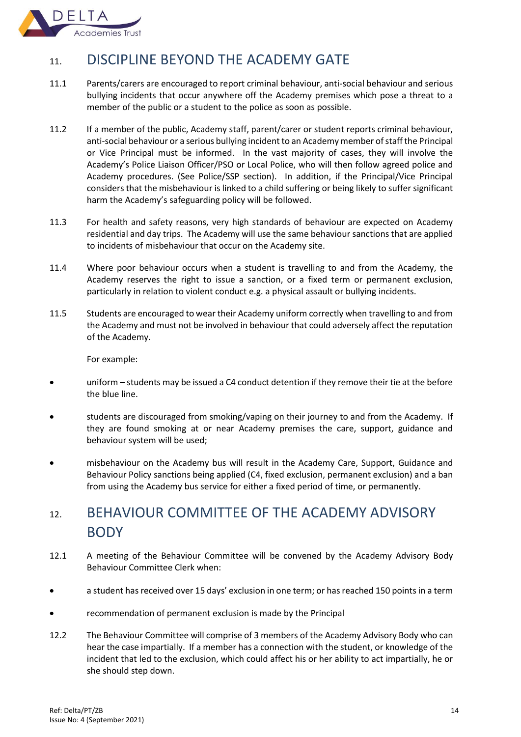## 11. DISCIPLINE BEYOND THE ACADEMY GATE

11.1 Parents/carers are encouraged to report criminal behaviour, anti-social behaviour and serious bullying incidents that occur anywhere off the Academy premises which pose a threat to a member of the public or a student to the police as soon as possible.

11.2 If a member of the public, Academy staff, parent/carer or student reports criminal behaviour, anti-social behaviour or a serious bullying incident to an Academy member of staff the Principal or Vice Principal must be informed. In the vast majority of cases, they will involve the Academy's Police Liaison Officer/PSO or Local Police, who will then follow agreed police and Academy procedures. (See Police/SSP section). In addition, if the Principal/Vice Principal considers that the misbehaviour is linked to a child suffering or being likely to suffer significant harm the Academy's safeguarding policy will be followed.

11.3 For health and safety reasons, very high standards of behaviour are expected on Academy residential and day trips. The Academy will use the same behaviour sanctions that are applied to incidents of misbehaviour that occur on the Academy site.

11.4 Where poor behaviour occurs when a student is travelling to and from the Academy, the Academy reserves the right to issue a sanction, or a fixed term or permanent exclusion, particularly in relation to violent conduct e.g. a physical assault or bullying incidents.

11.5 Students are encouraged to wear their Academy uniform correctly when travelling to and from the Academy and must not be involved in behaviour that could adversely affect the reputation of the Academy.

For example:

- uniform – students may be issued a C4 conduct detention if they remove their tie at the before the blue line.
- students are discouraged from smoking/vaping on their journey to and from the Academy. If they are found smoking at or near Academy premises the care, support, guidance and behaviour system will be used;
- misbehaviour on the Academy bus will result in the Academy Care, Support, Guidance and Behaviour Policy sanctions being applied (C4, fixed exclusion, permanent exclusion) and a ban from using the Academy bus service for either a fixed period of time, or permanently.

## 12. BEHAVIOUR COMMITTEE OF THE ACADEMY ADVISORY BODY

12.1 A meeting of the Behaviour Committee will be convened by the Academy Advisory Body Behaviour Committee Clerk when:

- a student has received over 15 days' exclusion in one term; or has reached 150 points in a term
- recommendation of permanent exclusion is made by the Principal

12.2 The Behaviour Committee will comprise of 3 members of the Academy Advisory Body who can hear the case impartially. If a member has a connection with the student, or knowledge of the incident that led to the exclusion, which could affect his or her ability to act impartially, he or she should step down.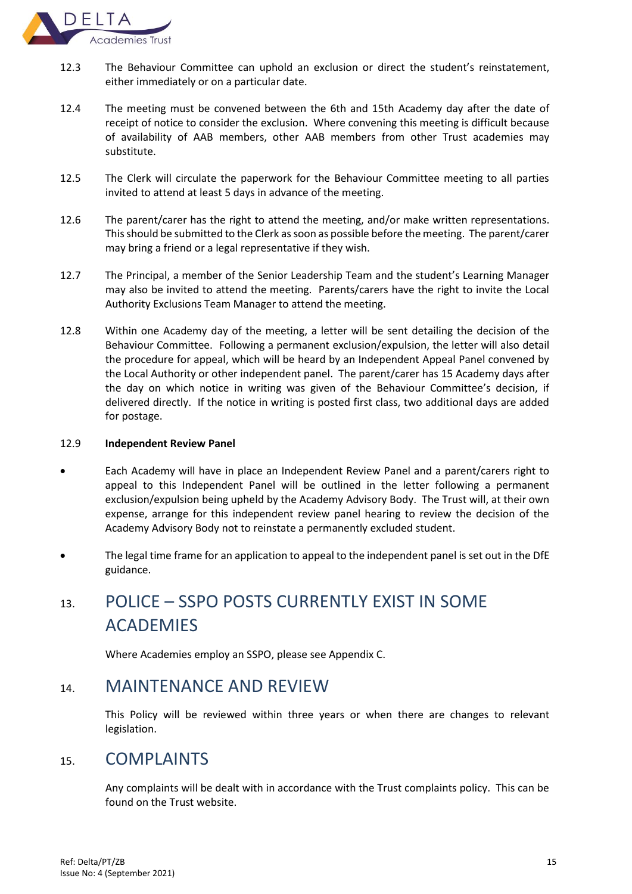12.3 The Behaviour Committee can uphold an exclusion or direct the student's reinstatement, either immediately or on a particular date.

12.4 The meeting must be convened between the 6th and 15th Academy day after the date of receipt of notice to consider the exclusion. Where convening this meeting is difficult because of availability of AAB members, other AAB members from other Trust academies may substitute.

12.5 The Clerk will circulate the paperwork for the Behaviour Committee meeting to all parties invited to attend at least 5 days in advance of the meeting.

12.6 The parent/carer has the right to attend the meeting, and/or make written representations. This should be submitted to the Clerk as soon as possible before the meeting. The parent/carer may bring a friend or a legal representative if they wish.

12.7 The Principal, a member of the Senior Leadership Team and the student's Learning Manager may also be invited to attend the meeting. Parents/carers have the right to invite the Local Authority Exclusions Team Manager to attend the meeting.

12.8 Within one Academy day of the meeting, a letter will be sent detailing the decision of the Behaviour Committee. Following a permanent exclusion/expulsion, the letter will also detail the procedure for appeal, which will be heard by an Independent Appeal Panel convened by the Local Authority or other independent panel. The parent/carer has 15 Academy days after the day on which notice in writing was given of the Behaviour Committee's decision, if delivered directly. If the notice in writing is posted first class, two additional days are added for postage.

12.9 **Independent Review Panel**

- Each Academy will have in place an Independent Review Panel and a parent/carers right to appeal to this Independent Panel will be outlined in the letter following a permanent exclusion/expulsion being upheld by the Academy Advisory Body. The Trust will, at their own expense, arrange for this independent review panel hearing to review the decision of the Academy Advisory Body not to reinstate a permanently excluded student.
- The legal time frame for an application to appeal to the independent panel is set out in the DfE guidance.

## 13. POLICE – SSPO POSTS CURRENTLY EXIST IN SOME ACADEMIES

Where Academies employ an SSPO, please see Appendix C.

## 14. MAINTENANCE AND REVIEW

This Policy will be reviewed within three years or when there are changes to relevant legislation.

## 15. COMPLAINTS

Any complaints will be dealt with in accordance with the Trust complaints policy. This can be found on the Trust website.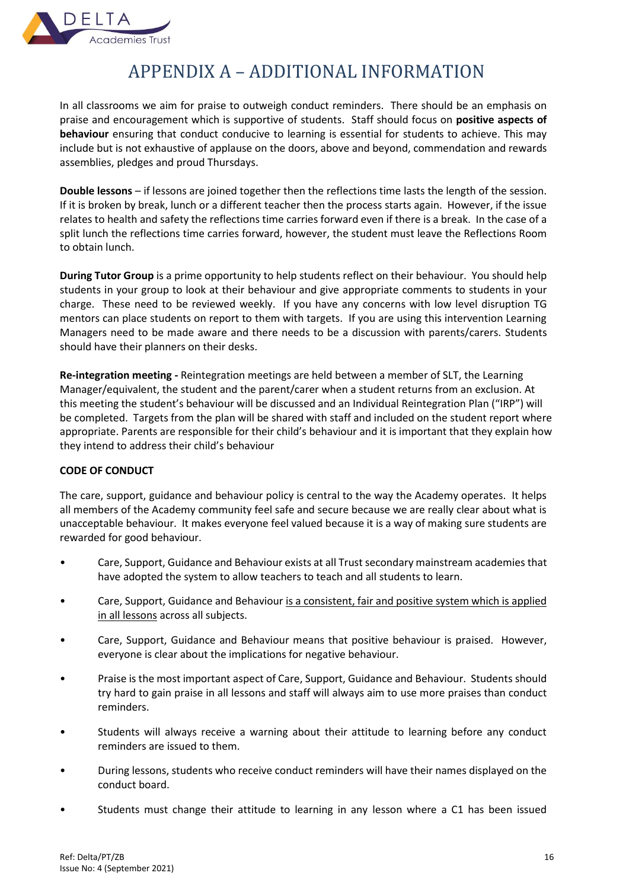# APPENDIX A – ADDITIONAL INFORMATION

In all classrooms we aim for praise to outweigh conduct reminders. There should be an emphasis on praise and encouragement which is supportive of students. Staff should focus on **positive aspects of behaviour** ensuring that conduct conducive to learning is essential for students to achieve. This may include but is not exhaustive of applause on the doors, above and beyond, commendation and rewards assemblies, pledges and proud Thursdays.

**Double lessons** – if lessons are joined together then the reflections time lasts the length of the session. If it is broken by break, lunch or a different teacher then the process starts again. However, if the issue relates to health and safety the reflections time carries forward even if there is a break. In the case of a split lunch the reflections time carries forward, however, the student must leave the Reflections Room to obtain lunch.

**During Tutor Group** is a prime opportunity to help students reflect on their behaviour. You should help students in your group to look at their behaviour and give appropriate comments to students in your charge. These need to be reviewed weekly. If you have any concerns with low level disruption TG mentors can place students on report to them with targets. If you are using this intervention Learning Managers need to be made aware and there needs to be a discussion with parents/carers. Students should have their planners on their desks.

**Re-integration meeting -** Reintegration meetings are held between a member of SLT, the Learning Manager/equivalent, the student and the parent/carer when a student returns from an exclusion. At this meeting the student's behaviour will be discussed and an Individual Reintegration Plan ("IRP") will be completed. Targets from the plan will be shared with staff and included on the student report where appropriate. Parents are responsible for their child's behaviour and it is important that they explain how they intend to address their child's behaviour

**CODE OF CONDUCT**

The care, support, guidance and behaviour policy is central to the way the Academy operates. It helps all members of the Academy community feel safe and secure because we are really clear about what is unacceptable behaviour. It makes everyone feel valued because it is a way of making sure students are rewarded for good behaviour.

- Care, Support, Guidance and Behaviour exists at all Trust secondary mainstream academies that have adopted the system to allow teachers to teach and all students to learn.
- Care, Support, Guidance and Behaviour is a consistent, fair and positive system which is applied in all lessons across all subjects.
- Care, Support, Guidance and Behaviour means that positive behaviour is praised. However, everyone is clear about the implications for negative behaviour.
- Praise is the most important aspect of Care, Support, Guidance and Behaviour. Students should try hard to gain praise in all lessons and staff will always aim to use more praises than conduct reminders.
- Students will always receive a warning about their attitude to learning before any conduct reminders are issued to them.
- During lessons, students who receive conduct reminders will have their names displayed on the conduct board.
- Students must change their attitude to learning in any lesson where a C1 has been issued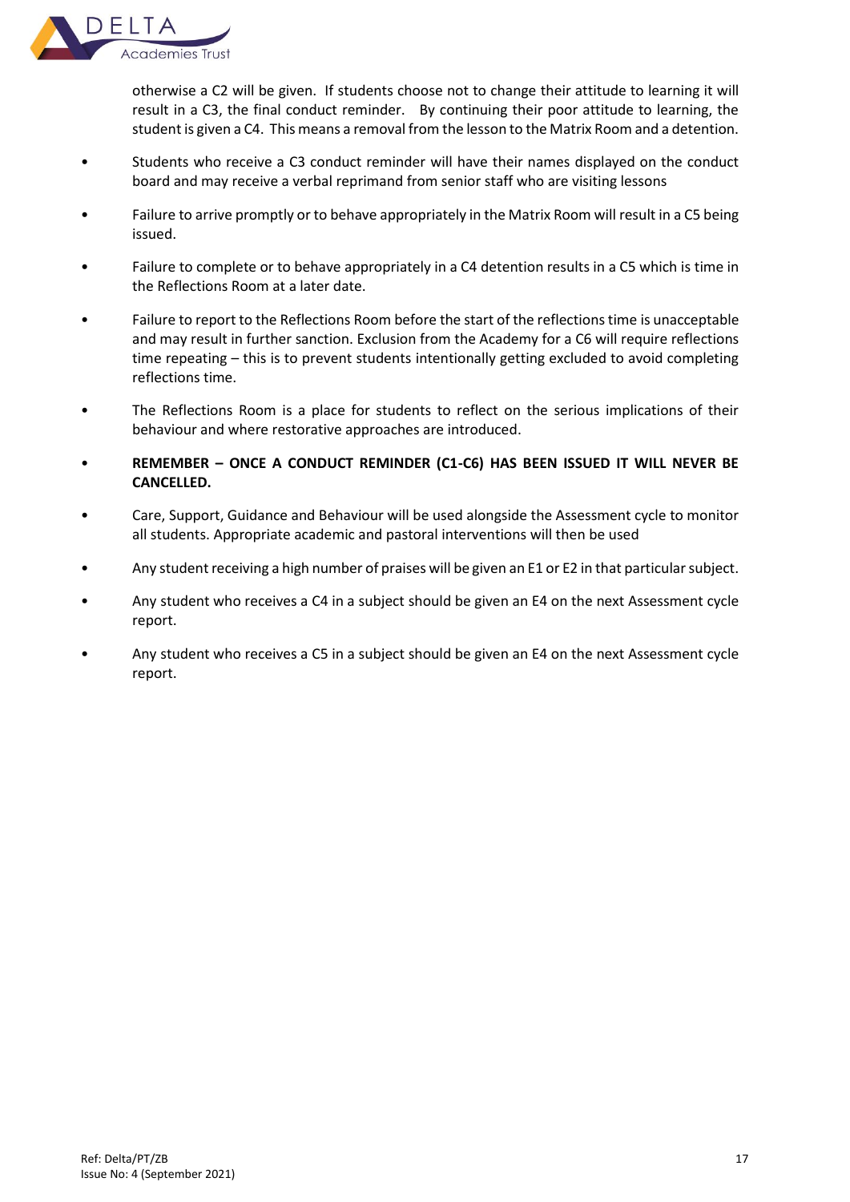otherwise a C2 will be given. If students choose not to change their attitude to learning it will result in a C3, the final conduct reminder. By continuing their poor attitude to learning, the student is given a C4. This means a removal from the lesson to the Matrix Room and a detention.

- Students who receive a C3 conduct reminder will have their names displayed on the conduct board and may receive a verbal reprimand from senior staff who are visiting lessons
- Failure to arrive promptly or to behave appropriately in the Matrix Room will result in a C5 being issued.
- Failure to complete or to behave appropriately in a C4 detention results in a C5 which is time in the Reflections Room at a later date.
- Failure to report to the Reflections Room before the start of the reflections time is unacceptable and may result in further sanction. Exclusion from the Academy for a C6 will require reflections time repeating – this is to prevent students intentionally getting excluded to avoid completing reflections time.
- The Reflections Room is a place for students to reflect on the serious implications of their behaviour and where restorative approaches are introduced.
- **REMEMBER – ONCE A CONDUCT REMINDER (C1-C6) HAS BEEN ISSUED IT WILL NEVER BE CANCELLED.**
- Care, Support, Guidance and Behaviour will be used alongside the Assessment cycle to monitor all students. Appropriate academic and pastoral interventions will then be used
- Any student receiving a high number of praises will be given an E1 or E2 in that particular subject.
- Any student who receives a C4 in a subject should be given an E4 on the next Assessment cycle report.
- Any student who receives a C5 in a subject should be given an E4 on the next Assessment cycle report.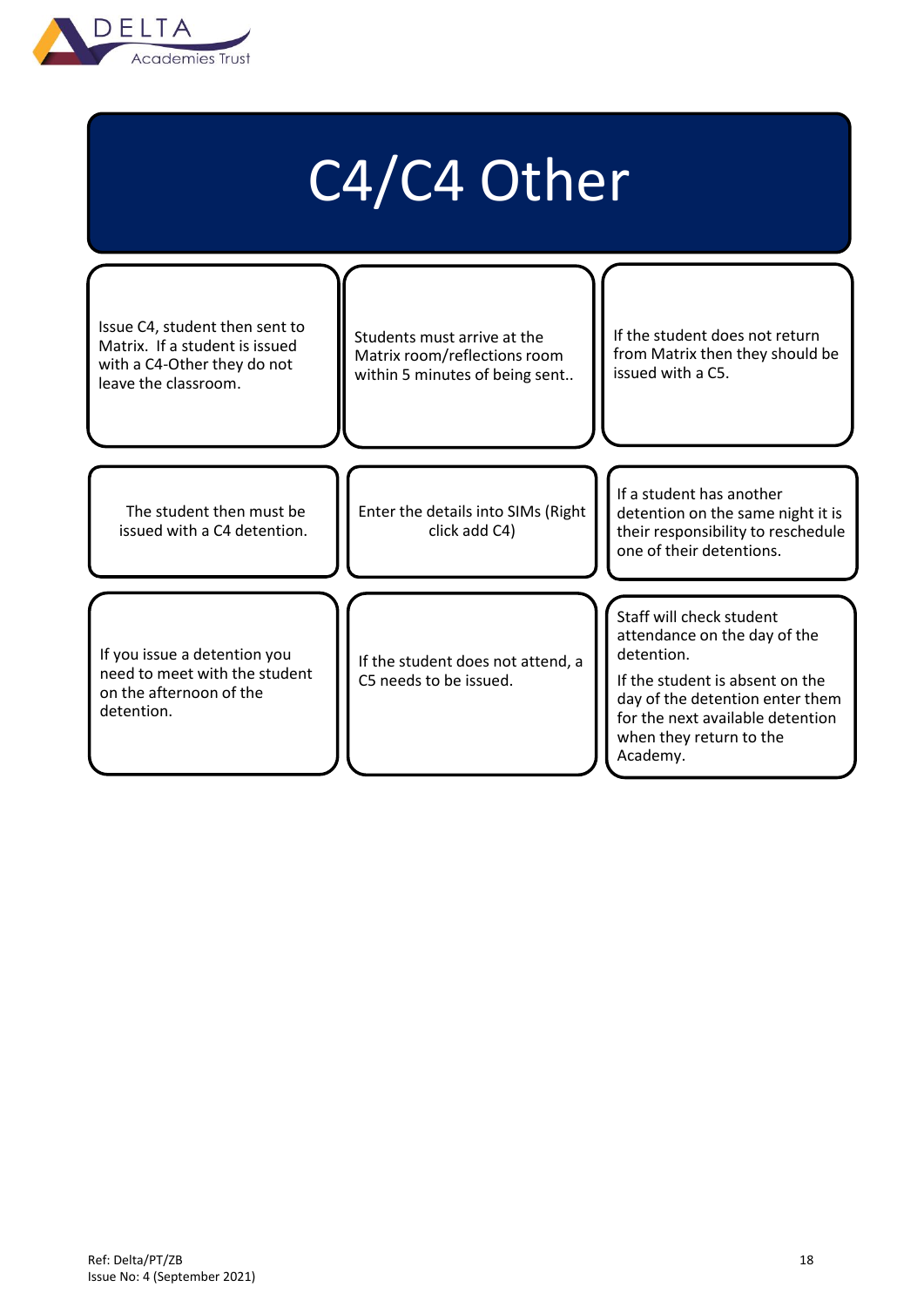# C4/C4 Other

Issue C4, student then sent to Matrix. If a student is issued with a C4-Other they do not leave the classroom.

Students must arrive at the Matrix room/reflections room within 5 minutes of being sent..

If the student does not return from Matrix then they should be issued with a C5.

The student then must be issued with a C4 detention.

Enter the details into SIMs (Right click add C4)

If a student has another detention on the same night it is their responsibility to reschedule one of their detentions.

If you issue a detention you need to meet with the student on the afternoon of the detention.

If the student does not attend, a C5 needs to be issued.

Staff will check student attendance on the day of the detention.

If the student is absent on the day of the detention enter them for the next available detention when they return to the Academy.

Ref: Delta/PT/ZB
Issue No: 4 (September 2021)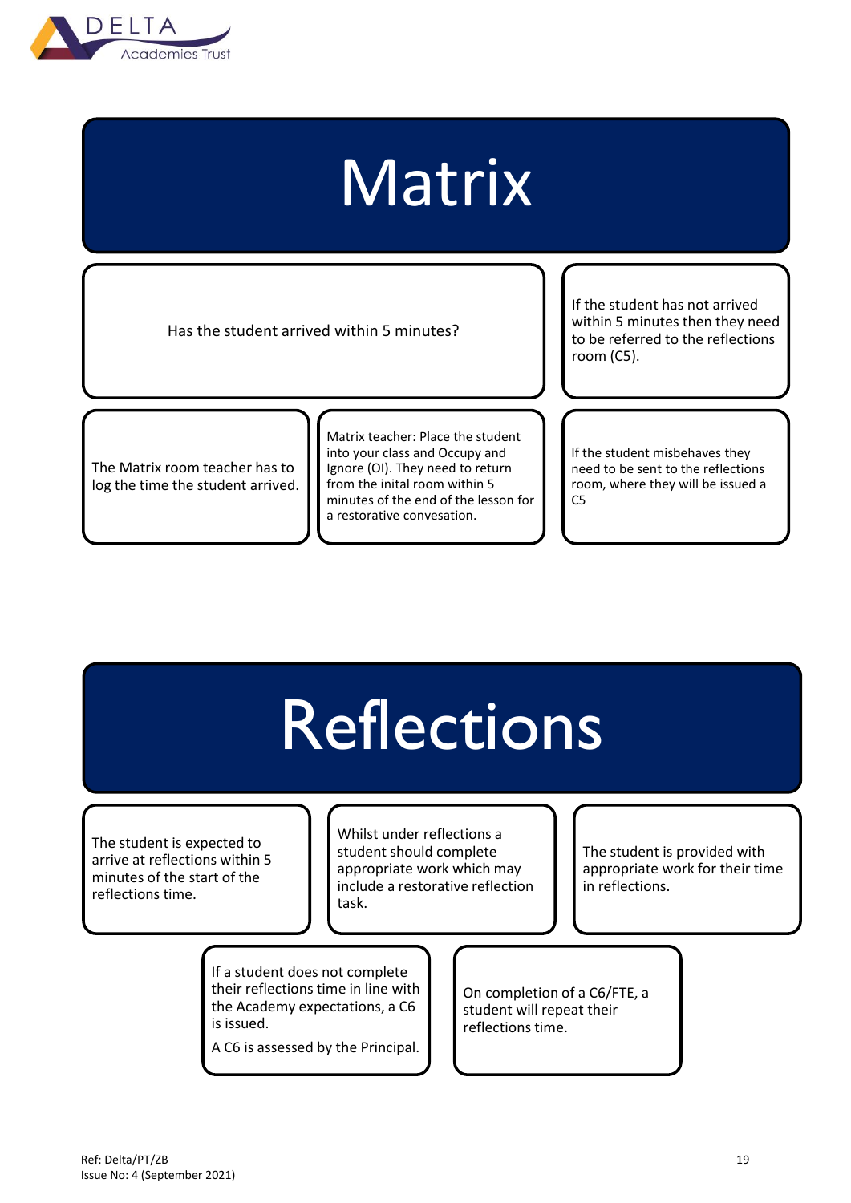# Matrix

Has the student arrived within 5 minutes?

If the student has not arrived within 5 minutes then they need to be referred to the reflections room (C5).

The Matrix room teacher has to log the time the student arrived.

Matrix teacher: Place the student into your class and Occupy and Ignore (OI). They need to return from the inital room within 5 minutes of the end of the lesson for a restorative convesation.

If the student misbehaves they need to be sent to the reflections room, where they will be issued a C5

# Reflections

The student is expected to arrive at reflections within 5 minutes of the start of the reflections time.

Whilst under reflections a student should complete appropriate work which may include a restorative reflection task.

The student is provided with appropriate work for their time in reflections.

If a student does not complete their reflections time in line with the Academy expectations, a C6 is issued.

A C6 is assessed by the Principal.

On completion of a C6/FTE, a student will repeat their reflections time.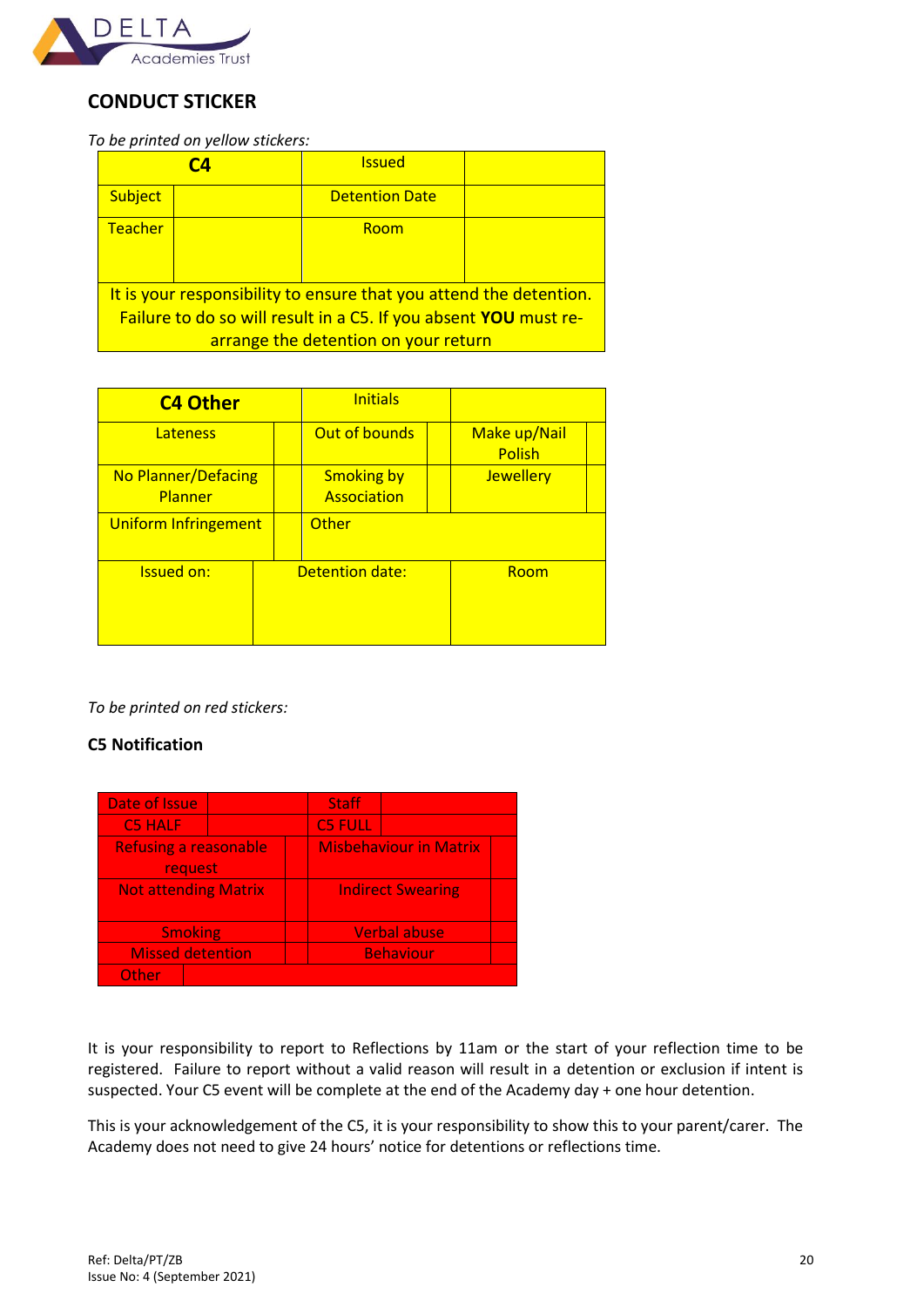## CONDUCT STICKER

*To be printed on yellow stickers:*

| C4 | | Issued | |
|---|---|---|---|
| Subject | | Detention Date | |
| Teacher | | Room | |
| It is your responsibility to ensure that you attend the detention. Failure to do so will result in a C5. If you absent **YOU** must re-arrange the detention on your return | | | |

| C4 Other | | Initials | | | |
|---|---|---|---|---|---|
| Lateness | | Out of bounds | | Make up/Nail Polish | |
| No Planner/Defacing Planner | | Smoking by Association | | Jewellery | |
| Uniform Infringement | | Other | | | |
| Issued on: | | Detention date: | | Room | |

*To be printed on red stickers:*

**C5 Notification**

| Date of Issue | | Staff | |
|---|---|---|---|
| C5 HALF | | C5 FULL | |
| Refusing a reasonable request | | Misbehaviour in Matrix | |
| Not attending Matrix | | Indirect Swearing | |
| Smoking | | Verbal abuse | |
| Missed detention | | Behaviour | |
| Other | | | |

It is your responsibility to report to Reflections by 11am or the start of your reflection time to be registered. Failure to report without a valid reason will result in a detention or exclusion if intent is suspected. Your C5 event will be complete at the end of the Academy day + one hour detention.

This is your acknowledgement of the C5, it is your responsibility to show this to your parent/carer. The Academy does not need to give 24 hours' notice for detentions or reflections time.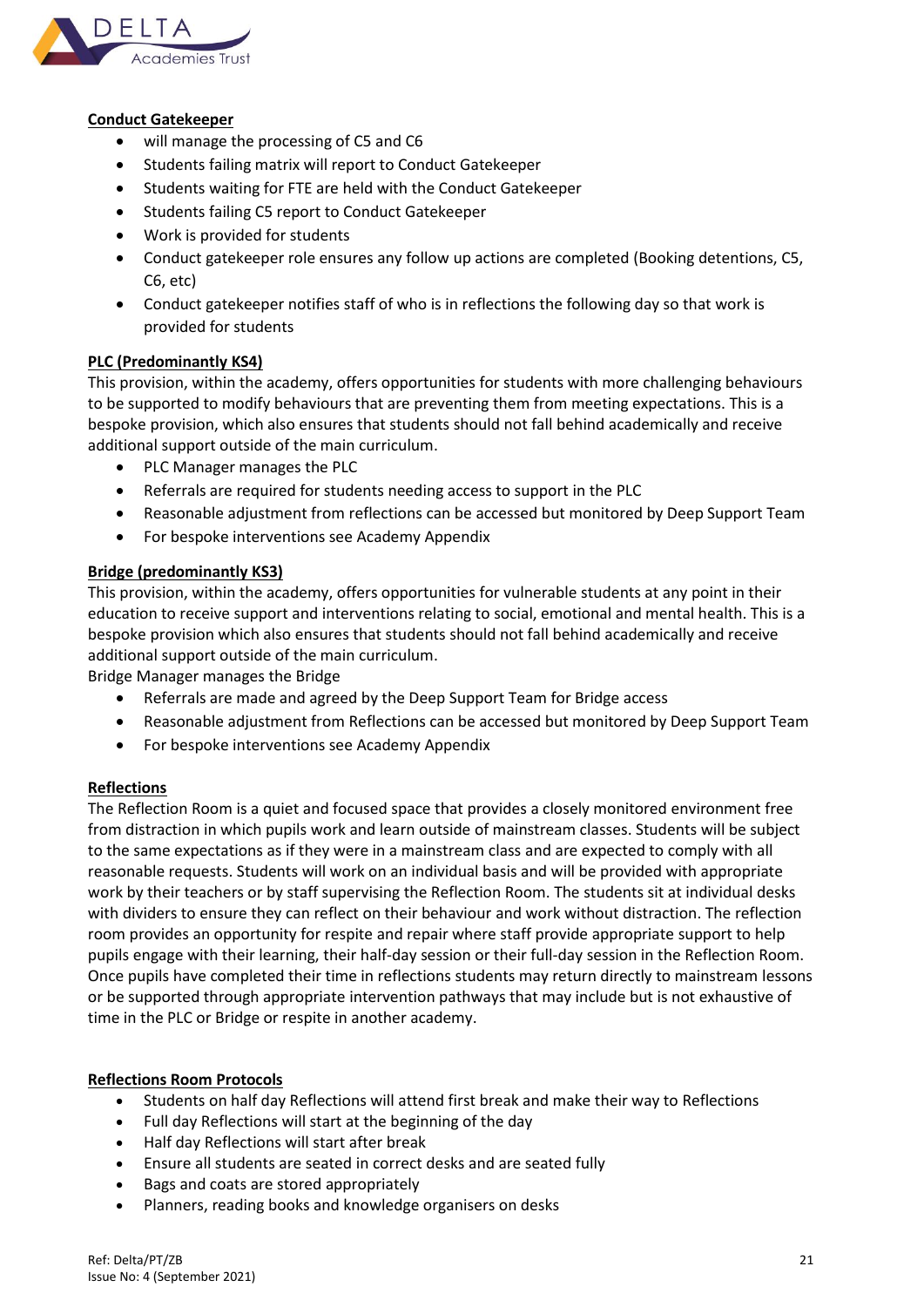**Conduct Gatekeeper**

- will manage the processing of C5 and C6
- Students failing matrix will report to Conduct Gatekeeper
- Students waiting for FTE are held with the Conduct Gatekeeper
- Students failing C5 report to Conduct Gatekeeper
- Work is provided for students
- Conduct gatekeeper role ensures any follow up actions are completed (Booking detentions, C5, C6, etc)
- Conduct gatekeeper notifies staff of who is in reflections the following day so that work is provided for students

**PLC (Predominantly KS4)**

This provision, within the academy, offers opportunities for students with more challenging behaviours to be supported to modify behaviours that are preventing them from meeting expectations. This is a bespoke provision, which also ensures that students should not fall behind academically and receive additional support outside of the main curriculum.

- PLC Manager manages the PLC
- Referrals are required for students needing access to support in the PLC
- Reasonable adjustment from reflections can be accessed but monitored by Deep Support Team
- For bespoke interventions see Academy Appendix

**Bridge (predominantly KS3)**

This provision, within the academy, offers opportunities for vulnerable students at any point in their education to receive support and interventions relating to social, emotional and mental health. This is a bespoke provision which also ensures that students should not fall behind academically and receive additional support outside of the main curriculum.

Bridge Manager manages the Bridge

- Referrals are made and agreed by the Deep Support Team for Bridge access
- Reasonable adjustment from Reflections can be accessed but monitored by Deep Support Team
- For bespoke interventions see Academy Appendix

**Reflections**

The Reflection Room is a quiet and focused space that provides a closely monitored environment free from distraction in which pupils work and learn outside of mainstream classes. Students will be subject to the same expectations as if they were in a mainstream class and are expected to comply with all reasonable requests. Students will work on an individual basis and will be provided with appropriate work by their teachers or by staff supervising the Reflection Room. The students sit at individual desks with dividers to ensure they can reflect on their behaviour and work without distraction. The reflection room provides an opportunity for respite and repair where staff provide appropriate support to help pupils engage with their learning, their half-day session or their full-day session in the Reflection Room. Once pupils have completed their time in reflections students may return directly to mainstream lessons or be supported through appropriate intervention pathways that may include but is not exhaustive of time in the PLC or Bridge or respite in another academy.

**Reflections Room Protocols**

- Students on half day Reflections will attend first break and make their way to Reflections
- Full day Reflections will start at the beginning of the day
- Half day Reflections will start after break
- Ensure all students are seated in correct desks and are seated fully
- Bags and coats are stored appropriately
- Planners, reading books and knowledge organisers on desks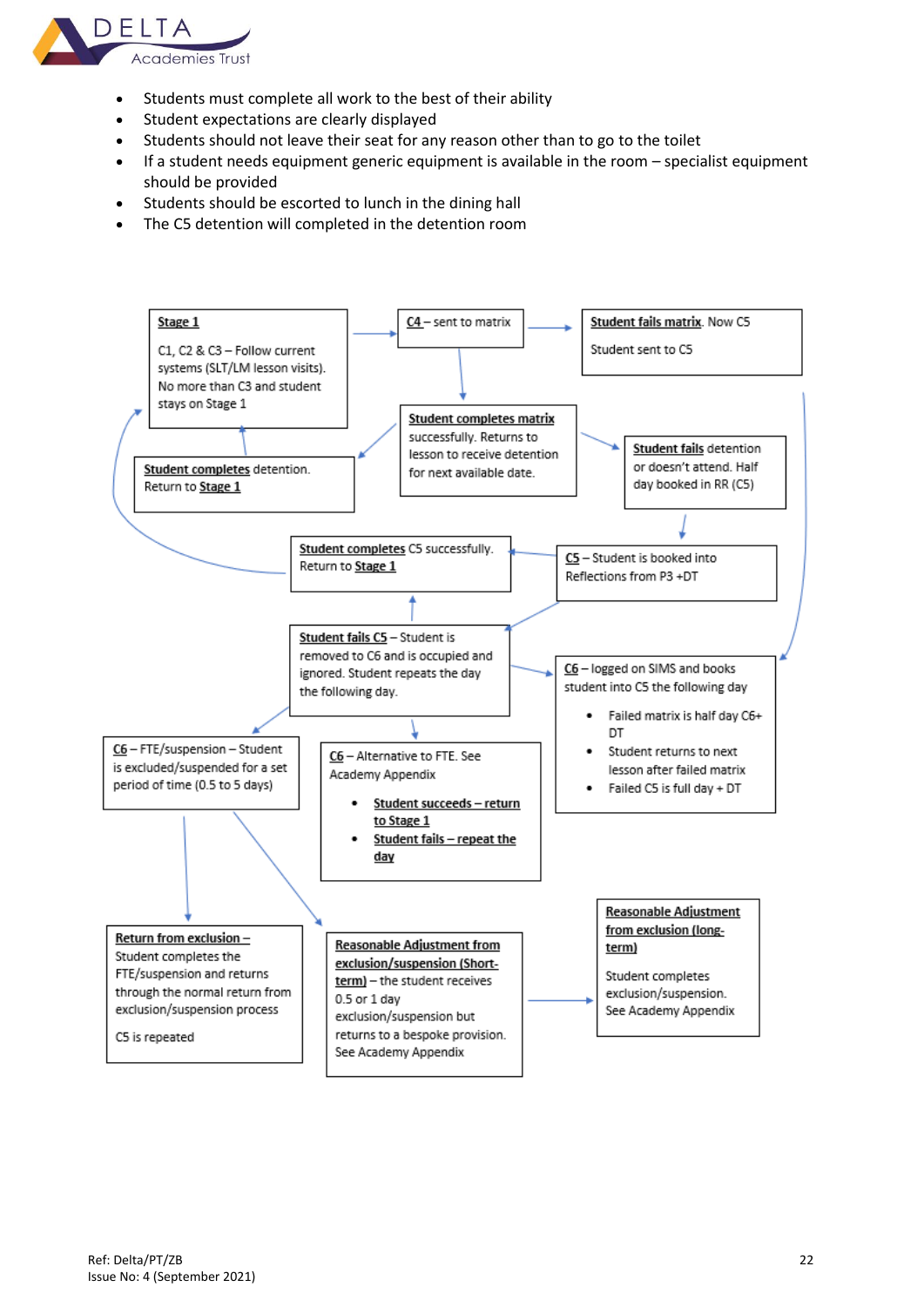- Students must complete all work to the best of their ability
- Student expectations are clearly displayed
- Students should not leave their seat for any reason other than to go to the toilet
- If a student needs equipment generic equipment is available in the room – specialist equipment should be provided
- Students should be escorted to lunch in the dining hall
- The C5 detention will completed in the detention room

**Stage 1**

C1, C2 & C3 – Follow current systems (SLT/LM lesson visits). No more than C3 and student stays on Stage 1

**C4** – sent to matrix

**Student fails matrix**. Now C5

Student sent to C5

**Student completes matrix** successfully. Returns to lesson to receive detention for next available date.

**Student completes** detention. Return to **Stage 1**

**Student fails** detention or doesn't attend. Half day booked in RR (C5)

**Student completes** C5 successfully. Return to **Stage 1**

**C5** – Student is booked into Reflections from P3 +DT

**Student fails C5** – Student is removed to C6 and is occupied and ignored. Student repeats the day the following day.

**C6** – logged on SIMS and books student into C5 the following day

- Failed matrix is half day C6+ DT
- Student returns to next lesson after failed matrix
- Failed C5 is full day + DT

**C6** – FTE/suspension – Student is excluded/suspended for a set period of time (0.5 to 5 days)

**C6** – Alternative to FTE. See Academy Appendix

- **Student succeeds – return to Stage 1**
- **Student fails – repeat the day**

**Return from exclusion** – Student completes the FTE/suspension and returns through the normal return from exclusion/suspension process

C5 is repeated

**Reasonable Adjustment from exclusion/suspension (Short-term)** – the student receives 0.5 or 1 day exclusion/suspension but returns to a bespoke provision. See Academy Appendix

**Reasonable Adjustment from exclusion (long-term)**

Student completes exclusion/suspension. See Academy Appendix

Ref: Delta/PT/ZB
Issue No: 4 (September 2021)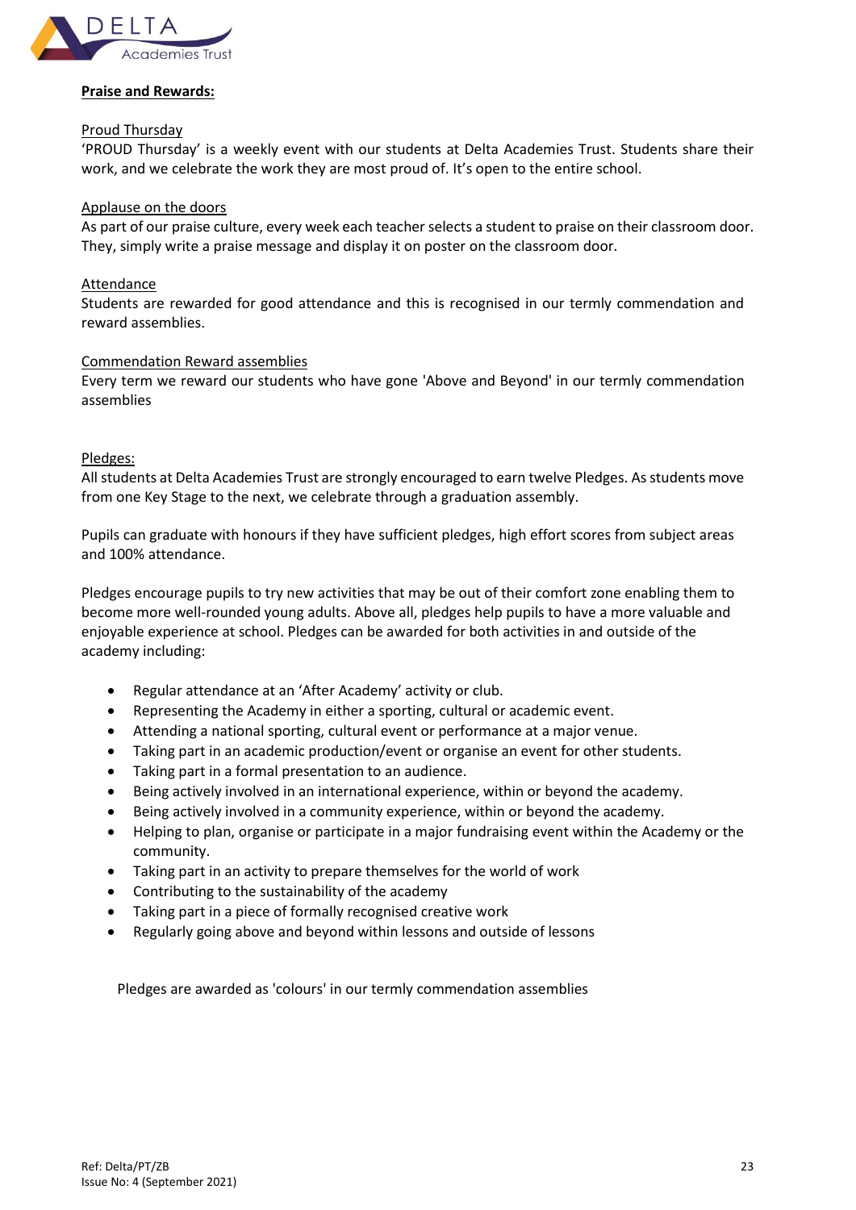## Praise and Rewards:

### Proud Thursday

'PROUD Thursday' is a weekly event with our students at Delta Academies Trust. Students share their work, and we celebrate the work they are most proud of. It's open to the entire school.

### Applause on the doors

As part of our praise culture, every week each teacher selects a student to praise on their classroom door. They, simply write a praise message and display it on poster on the classroom door.

### Attendance

Students are rewarded for good attendance and this is recognised in our termly commendation and reward assemblies.

### Commendation Reward assemblies

Every term we reward our students who have gone 'Above and Beyond' in our termly commendation assemblies

### Pledges:

All students at Delta Academies Trust are strongly encouraged to earn twelve Pledges. As students move from one Key Stage to the next, we celebrate through a graduation assembly.

Pupils can graduate with honours if they have sufficient pledges, high effort scores from subject areas and 100% attendance.

Pledges encourage pupils to try new activities that may be out of their comfort zone enabling them to become more well-rounded young adults. Above all, pledges help pupils to have a more valuable and enjoyable experience at school. Pledges can be awarded for both activities in and outside of the academy including:

- Regular attendance at an 'After Academy' activity or club.
- Representing the Academy in either a sporting, cultural or academic event.
- Attending a national sporting, cultural event or performance at a major venue.
- Taking part in an academic production/event or organise an event for other students.
- Taking part in a formal presentation to an audience.
- Being actively involved in an international experience, within or beyond the academy.
- Being actively involved in a community experience, within or beyond the academy.
- Helping to plan, organise or participate in a major fundraising event within the Academy or the community.
- Taking part in an activity to prepare themselves for the world of work
- Contributing to the sustainability of the academy
- Taking part in a piece of formally recognised creative work
- Regularly going above and beyond within lessons and outside of lessons

Pledges are awarded as 'colours' in our termly commendation assemblies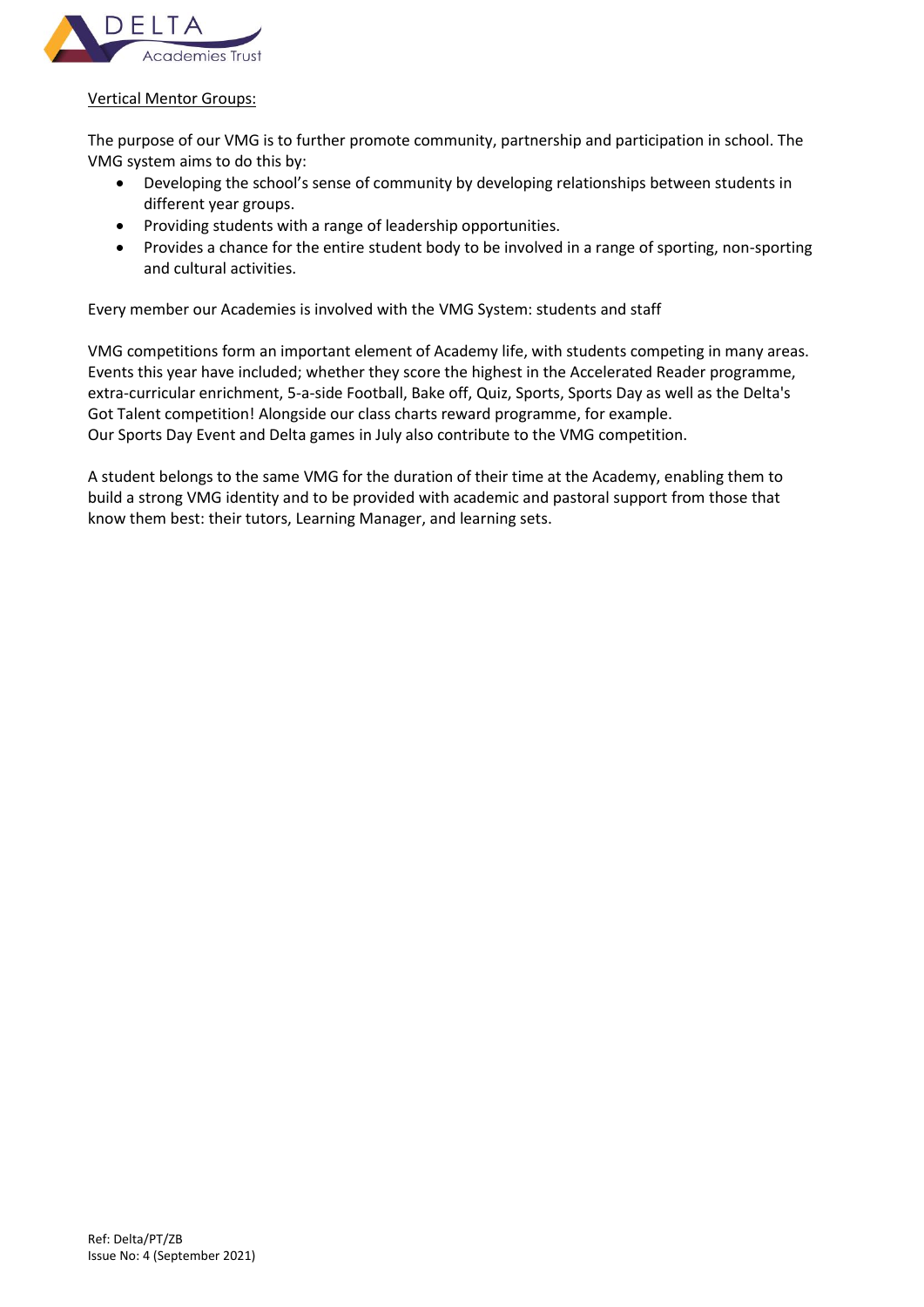<u>Vertical Mentor Groups:</u>

The purpose of our VMG is to further promote community, partnership and participation in school. The VMG system aims to do this by:

- Developing the school's sense of community by developing relationships between students in different year groups.
- Providing students with a range of leadership opportunities.
- Provides a chance for the entire student body to be involved in a range of sporting, non-sporting and cultural activities.

Every member our Academies is involved with the VMG System: students and staff

VMG competitions form an important element of Academy life, with students competing in many areas. Events this year have included; whether they score the highest in the Accelerated Reader programme, extra-curricular enrichment, 5-a-side Football, Bake off, Quiz, Sports, Sports Day as well as the Delta's Got Talent competition! Alongside our class charts reward programme, for example.
Our Sports Day Event and Delta games in July also contribute to the VMG competition.

A student belongs to the same VMG for the duration of their time at the Academy, enabling them to build a strong VMG identity and to be provided with academic and pastoral support from those that know them best: their tutors, Learning Manager, and learning sets.

Ref: Delta/PT/ZB
Issue No: 4 (September 2021)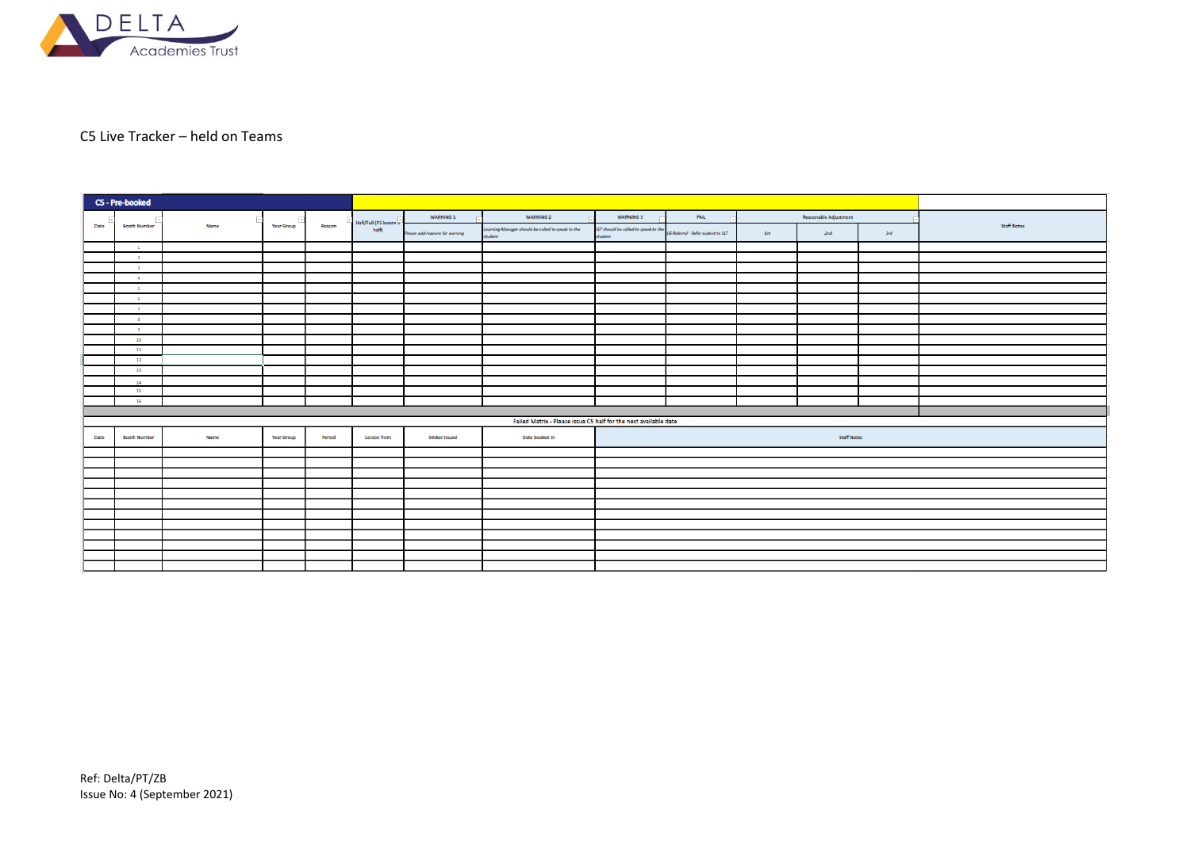C5 Live Tracker – held on Teams

| **C5 - Pre-booked** | | | | | | | | | | | | | |
|---|---|---|---|---|---|---|---|---|---|---|---|---|---|
| Date | Booth Number | Name | Year Group | Reason | Half/Full (P3 lesson ½ half) | WARNING 1 | WARNING 2 | WARNING 3 | FAIL | Reasonable Adjustment | | | Staff Notes |
| | | | | | | Please add reasons for warning | Learning Manager should be called to speak to the student | SLT should be called to speak to the student | C6 Referral - Refer student to SLT | 1st | 2nd | 3rd | |
| | 1 | | | | | | | | | | | | |
| | 2 | | | | | | | | | | | | |
| | 3 | | | | | | | | | | | | |
| | 4 | | | | | | | | | | | | |
| | 5 | | | | | | | | | | | | |
| | 6 | | | | | | | | | | | | |
| | 7 | | | | | | | | | | | | |
| | 8 | | | | | | | | | | | | |
| | 9 | | | | | | | | | | | | |
| | 10 | | | | | | | | | | | | |
| | 11 | | | | | | | | | | | | |
| | 12 | | | | | | | | | | | | |
| | 13 | | | | | | | | | | | | |
| | 14 | | | | | | | | | | | | |
| | 15 | | | | | | | | | | | | |
| | 16 | | | | | | | | | | | | |

Failed Matrix - Please issue C5 half for the next available date

| Date | Booth Number | Name | Year Group | Period | Lesson from | Sticker issued | Date booked in | Staff Notes |
|---|---|---|---|---|---|---|---|---|
| | | | | | | | | |
| | | | | | | | | |
| | | | | | | | | |
| | | | | | | | | |
| | | | | | | | | |
| | | | | | | | | |
| | | | | | | | | |
| | | | | | | | | |
| | | | | | | | | |
| | | | | | | | | |
| | | | | | | | | |
| | | | | | | | | |

Ref: Delta/PT/ZB
Issue No: 4 (September 2021)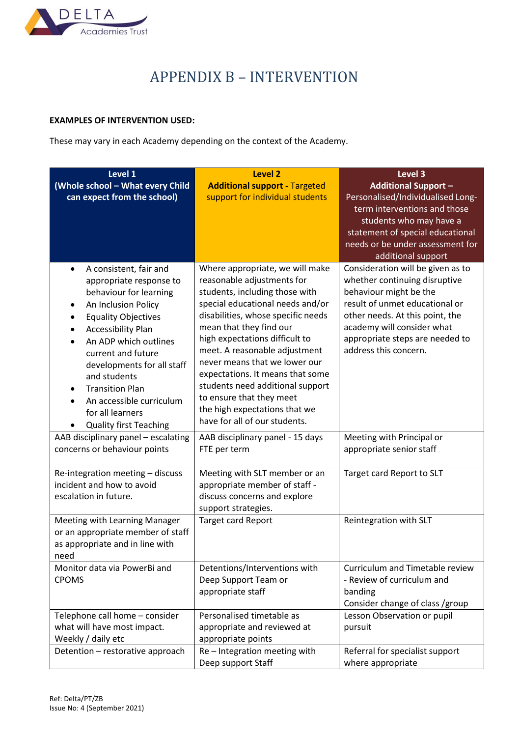# APPENDIX B – INTERVENTION

**EXAMPLES OF INTERVENTION USED:**

These may vary in each Academy depending on the context of the Academy.

| **Level 1**<br>**(Whole school – What every Child can expect from the school)** | **Level 2**<br>**Additional support -** Targeted support for individual students | **Level 3**<br>**Additional Support –** Personalised/Individualised Long-term interventions and those students who may have a statement of special educational needs or be under assessment for additional support |
|---|---|---|
| • A consistent, fair and appropriate response to behaviour for learning<br>• An Inclusion Policy<br>• Equality Objectives<br>• Accessibility Plan<br>• An ADP which outlines current and future developments for all staff and students<br>• Transition Plan<br>• An accessible curriculum for all learners<br>• Quality first Teaching | Where appropriate, we will make reasonable adjustments for students, including those with special educational needs and/or disabilities, whose specific needs mean that they find our high expectations difficult to meet. A reasonable adjustment never means that we lower our expectations. It means that some students need additional support to ensure that they meet the high expectations that we have for all of our students. | Consideration will be given as to whether continuing disruptive behaviour might be the result of unmet educational or other needs. At this point, the academy will consider what appropriate steps are needed to address this concern. |
| AAB disciplinary panel – escalating concerns or behaviour points | AAB disciplinary panel - 15 days FTE per term | Meeting with Principal or appropriate senior staff |
| Re-integration meeting – discuss incident and how to avoid escalation in future. | Meeting with SLT member or an appropriate member of staff - discuss concerns and explore support strategies. | Target card Report to SLT |
| Meeting with Learning Manager or an appropriate member of staff as appropriate and in line with need | Target card Report | Reintegration with SLT |
| Monitor data via PowerBi and CPOMS | Detentions/Interventions with Deep Support Team or appropriate staff | Curriculum and Timetable review - Review of curriculum and banding<br>Consider change of class /group |
| Telephone call home – consider what will have most impact. Weekly / daily etc | Personalised timetable as appropriate and reviewed at appropriate points | Lesson Observation or pupil pursuit |
| Detention – restorative approach | Re – Integration meeting with Deep support Staff | Referral for specialist support where appropriate |

Ref: Delta/PT/ZB
Issue No: 4 (September 2021)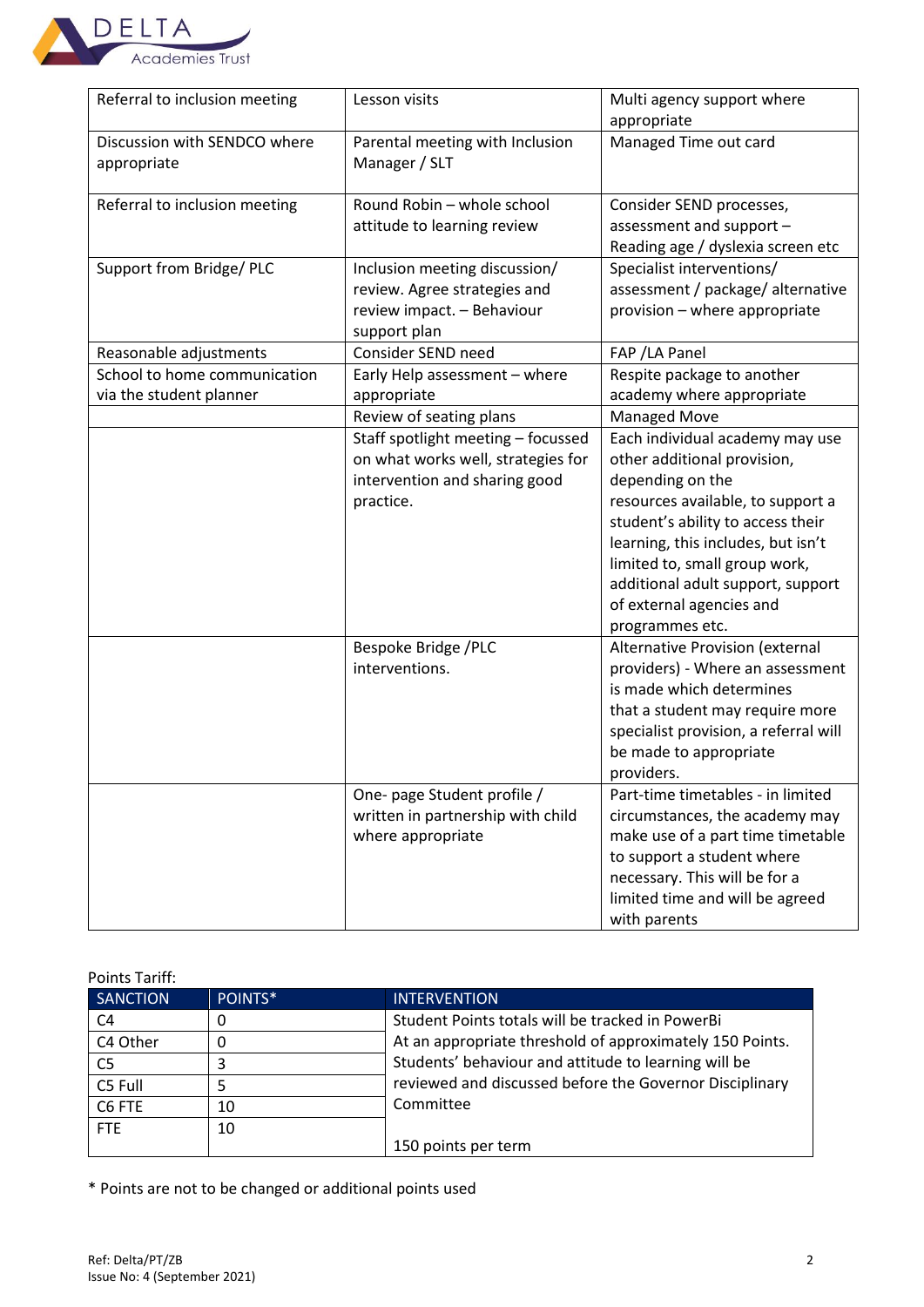| Referral to inclusion meeting | Lesson visits | Multi agency support where appropriate |
|---|---|---|
| Discussion with SENDCO where appropriate | Parental meeting with Inclusion Manager / SLT | Managed Time out card |
| Referral to inclusion meeting | Round Robin – whole school attitude to learning review | Consider SEND processes, assessment and support – Reading age / dyslexia screen etc |
| Support from Bridge/ PLC | Inclusion meeting discussion/ review. Agree strategies and review impact. – Behaviour support plan | Specialist interventions/ assessment / package/ alternative provision – where appropriate |
| Reasonable adjustments | Consider SEND need | FAP /LA Panel |
| School to home communication via the student planner | Early Help assessment – where appropriate | Respite package to another academy where appropriate |
| | Review of seating plans | Managed Move |
| | Staff spotlight meeting – focussed on what works well, strategies for intervention and sharing good practice. | Each individual academy may use other additional provision, depending on the resources available, to support a student's ability to access their learning, this includes, but isn't limited to, small group work, additional adult support, support of external agencies and programmes etc. |
| | Bespoke Bridge /PLC interventions. | Alternative Provision (external providers) - Where an assessment is made which determines that a student may require more specialist provision, a referral will be made to appropriate providers. |
| | One- page Student profile / written in partnership with child where appropriate | Part-time timetables - in limited circumstances, the academy may make use of a part time timetable to support a student where necessary. This will be for a limited time and will be agreed with parents |

Points Tariff:

| SANCTION | POINTS* | INTERVENTION |
|---|---|---|
| C4 | 0 | Student Points totals will be tracked in PowerBi At an appropriate threshold of approximately 150 Points. Students' behaviour and attitude to learning will be reviewed and discussed before the Governor Disciplinary Committee<br><br>150 points per term |
| C4 Other | 0 | |
| C5 | 3 | |
| C5 Full | 5 | |
| C6 FTE | 10 | |
| FTE | 10 | |

* Points are not to be changed or additional points used

Ref: Delta/PT/ZB
Issue No: 4 (September 2021)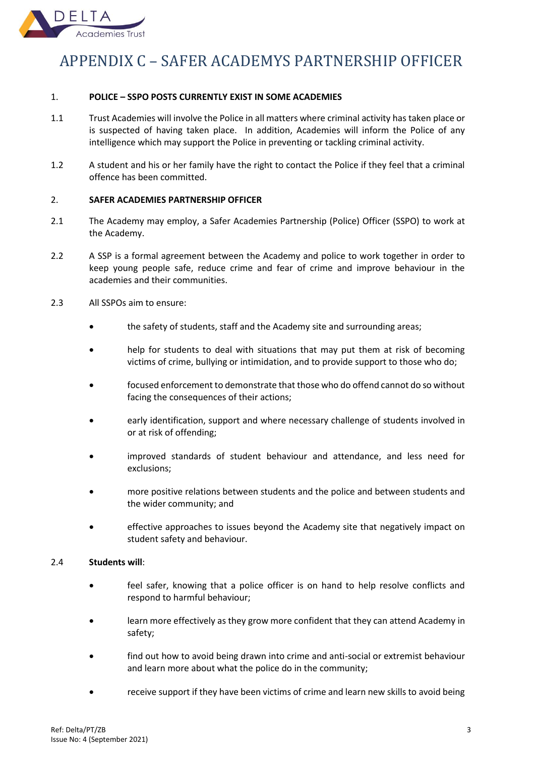# APPENDIX C – SAFER ACADEMYS PARTNERSHIP OFFICER

1. **POLICE – SSPO POSTS CURRENTLY EXIST IN SOME ACADEMIES**

1.1 Trust Academies will involve the Police in all matters where criminal activity has taken place or is suspected of having taken place. In addition, Academies will inform the Police of any intelligence which may support the Police in preventing or tackling criminal activity.

1.2 A student and his or her family have the right to contact the Police if they feel that a criminal offence has been committed.

2. **SAFER ACADEMIES PARTNERSHIP OFFICER**

2.1 The Academy may employ, a Safer Academies Partnership (Police) Officer (SSPO) to work at the Academy.

2.2 A SSP is a formal agreement between the Academy and police to work together in order to keep young people safe, reduce crime and fear of crime and improve behaviour in the academies and their communities.

2.3 All SSPOs aim to ensure:

- the safety of students, staff and the Academy site and surrounding areas;
- help for students to deal with situations that may put them at risk of becoming victims of crime, bullying or intimidation, and to provide support to those who do;
- focused enforcement to demonstrate that those who do offend cannot do so without facing the consequences of their actions;
- early identification, support and where necessary challenge of students involved in or at risk of offending;
- improved standards of student behaviour and attendance, and less need for exclusions;
- more positive relations between students and the police and between students and the wider community; and
- effective approaches to issues beyond the Academy site that negatively impact on student safety and behaviour.

2.4 **Students will**:

- feel safer, knowing that a police officer is on hand to help resolve conflicts and respond to harmful behaviour;
- learn more effectively as they grow more confident that they can attend Academy in safety;
- find out how to avoid being drawn into crime and anti-social or extremist behaviour and learn more about what the police do in the community;
- receive support if they have been victims of crime and learn new skills to avoid being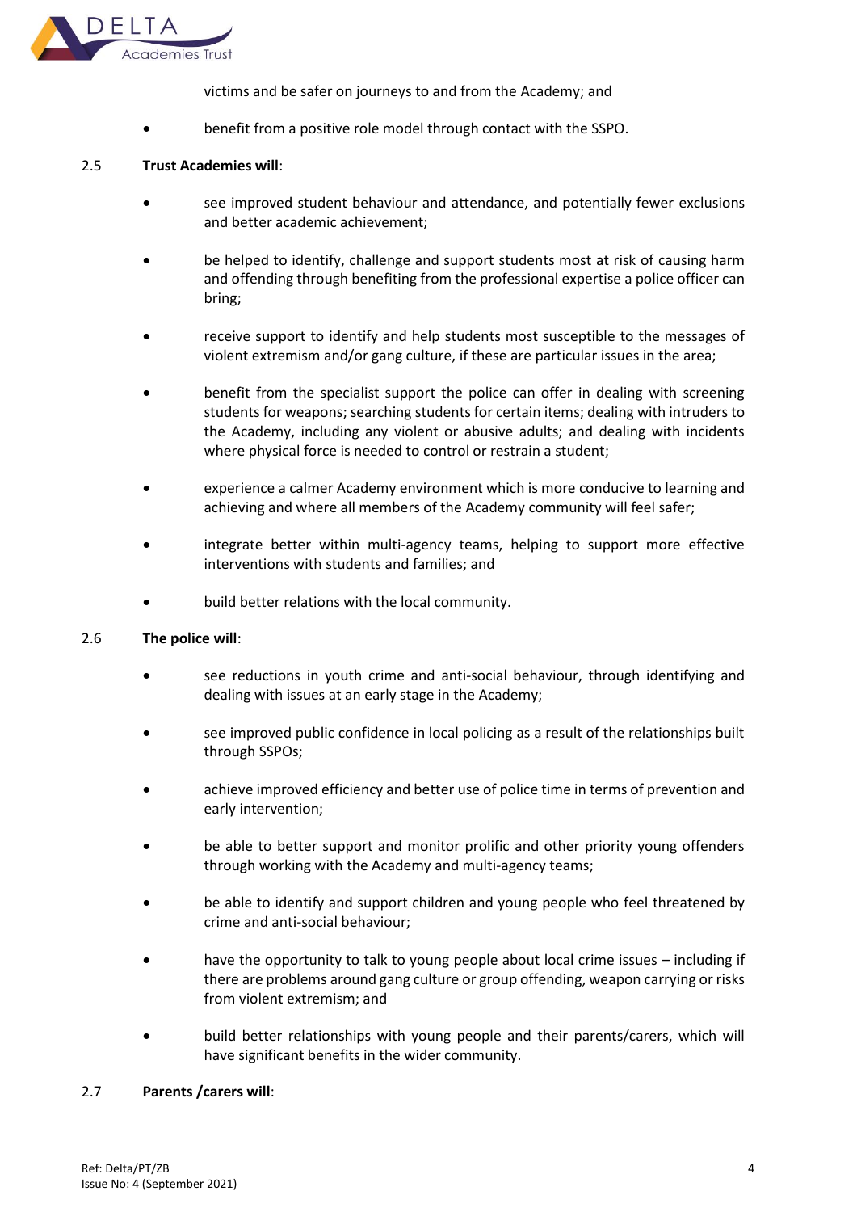victims and be safer on journeys to and from the Academy; and

- benefit from a positive role model through contact with the SSPO.

2.5 **Trust Academies will**:

- see improved student behaviour and attendance, and potentially fewer exclusions and better academic achievement;
- be helped to identify, challenge and support students most at risk of causing harm and offending through benefiting from the professional expertise a police officer can bring;
- receive support to identify and help students most susceptible to the messages of violent extremism and/or gang culture, if these are particular issues in the area;
- benefit from the specialist support the police can offer in dealing with screening students for weapons; searching students for certain items; dealing with intruders to the Academy, including any violent or abusive adults; and dealing with incidents where physical force is needed to control or restrain a student;
- experience a calmer Academy environment which is more conducive to learning and achieving and where all members of the Academy community will feel safer;
- integrate better within multi-agency teams, helping to support more effective interventions with students and families; and
- build better relations with the local community.

2.6 **The police will**:

- see reductions in youth crime and anti-social behaviour, through identifying and dealing with issues at an early stage in the Academy;
- see improved public confidence in local policing as a result of the relationships built through SSPOs;
- achieve improved efficiency and better use of police time in terms of prevention and early intervention;
- be able to better support and monitor prolific and other priority young offenders through working with the Academy and multi-agency teams;
- be able to identify and support children and young people who feel threatened by crime and anti-social behaviour;
- have the opportunity to talk to young people about local crime issues – including if there are problems around gang culture or group offending, weapon carrying or risks from violent extremism; and
- build better relationships with young people and their parents/carers, which will have significant benefits in the wider community.

2.7 **Parents /carers will**: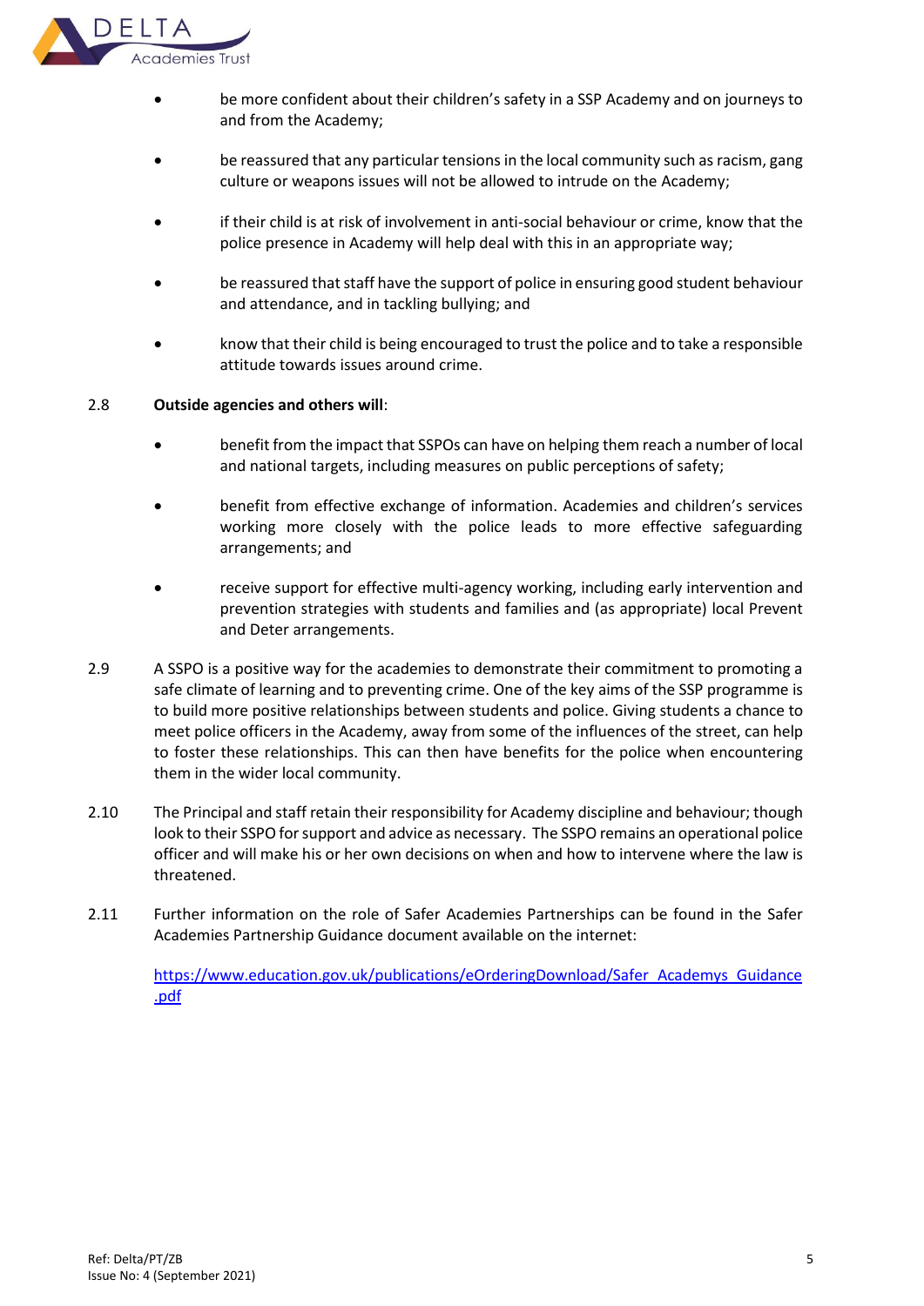- be more confident about their children's safety in a SSP Academy and on journeys to and from the Academy;
- be reassured that any particular tensions in the local community such as racism, gang culture or weapons issues will not be allowed to intrude on the Academy;
- if their child is at risk of involvement in anti-social behaviour or crime, know that the police presence in Academy will help deal with this in an appropriate way;
- be reassured that staff have the support of police in ensuring good student behaviour and attendance, and in tackling bullying; and
- know that their child is being encouraged to trust the police and to take a responsible attitude towards issues around crime.

2.8 **Outside agencies and others will**:

- benefit from the impact that SSPOs can have on helping them reach a number of local and national targets, including measures on public perceptions of safety;
- benefit from effective exchange of information. Academies and children's services working more closely with the police leads to more effective safeguarding arrangements; and
- receive support for effective multi-agency working, including early intervention and prevention strategies with students and families and (as appropriate) local Prevent and Deter arrangements.

2.9 A SSPO is a positive way for the academies to demonstrate their commitment to promoting a safe climate of learning and to preventing crime. One of the key aims of the SSP programme is to build more positive relationships between students and police. Giving students a chance to meet police officers in the Academy, away from some of the influences of the street, can help to foster these relationships. This can then have benefits for the police when encountering them in the wider local community.

2.10 The Principal and staff retain their responsibility for Academy discipline and behaviour; though look to their SSPO for support and advice as necessary. The SSPO remains an operational police officer and will make his or her own decisions on when and how to intervene where the law is threatened.

2.11 Further information on the role of Safer Academies Partnerships can be found in the Safer Academies Partnership Guidance document available on the internet:

https://www.education.gov.uk/publications/eOrderingDownload/Safer_Academys_Guidance.pdf

Ref: Delta/PT/ZB
Issue No: 4 (September 2021)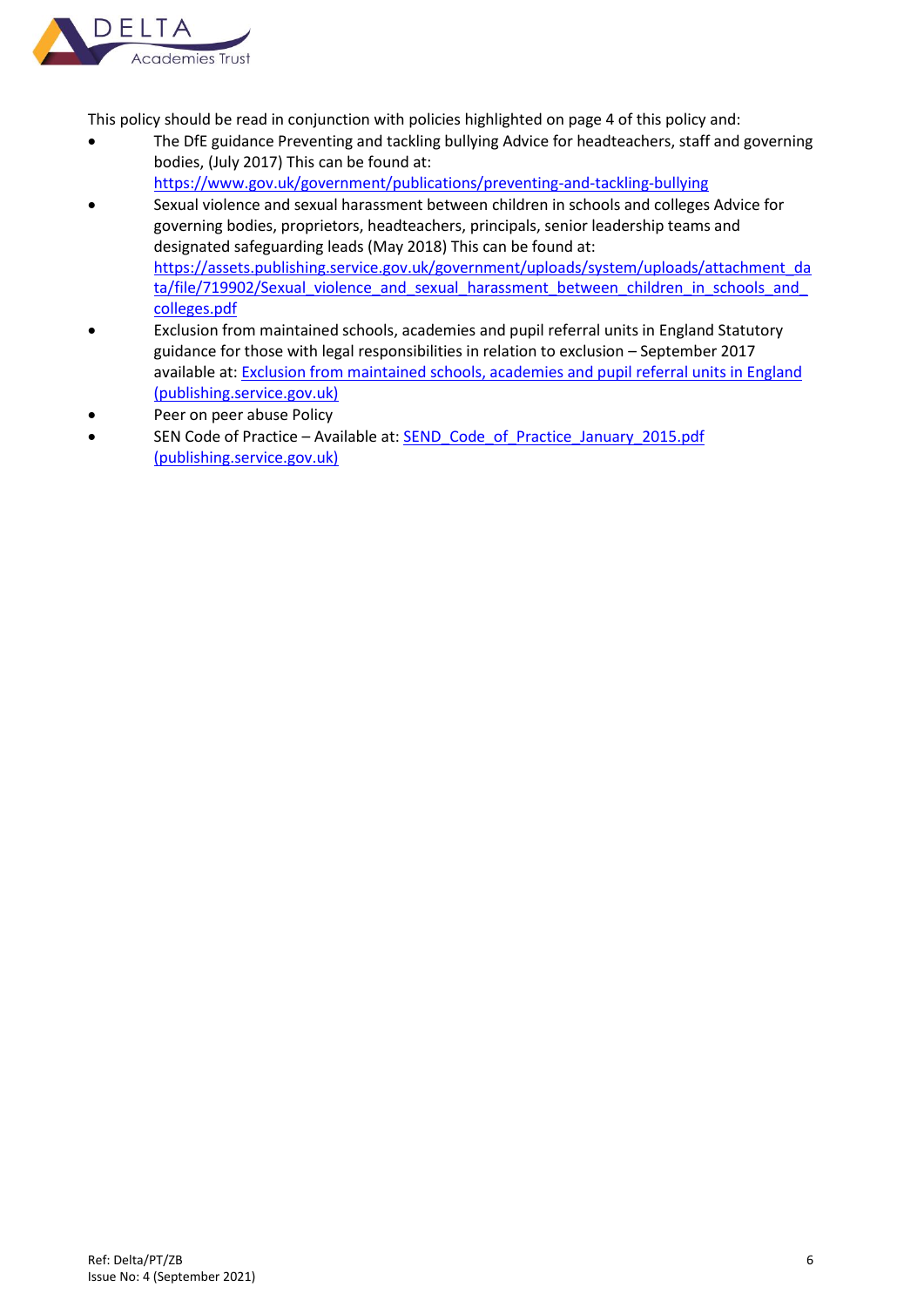This policy should be read in conjunction with policies highlighted on page 4 of this policy and:

- The DfE guidance Preventing and tackling bullying Advice for headteachers, staff and governing bodies, (July 2017) This can be found at: https://www.gov.uk/government/publications/preventing-and-tackling-bullying
- Sexual violence and sexual harassment between children in schools and colleges Advice for governing bodies, proprietors, headteachers, principals, senior leadership teams and designated safeguarding leads (May 2018) This can be found at: https://assets.publishing.service.gov.uk/government/uploads/system/uploads/attachment_data/file/719902/Sexual_violence_and_sexual_harassment_between_children_in_schools_and_colleges.pdf
- Exclusion from maintained schools, academies and pupil referral units in England Statutory guidance for those with legal responsibilities in relation to exclusion – September 2017 available at: Exclusion from maintained schools, academies and pupil referral units in England (publishing.service.gov.uk)
- Peer on peer abuse Policy
- SEN Code of Practice – Available at: SEND_Code_of_Practice_January_2015.pdf (publishing.service.gov.uk)

Ref: Delta/PT/ZB
Issue No: 4 (September 2021)